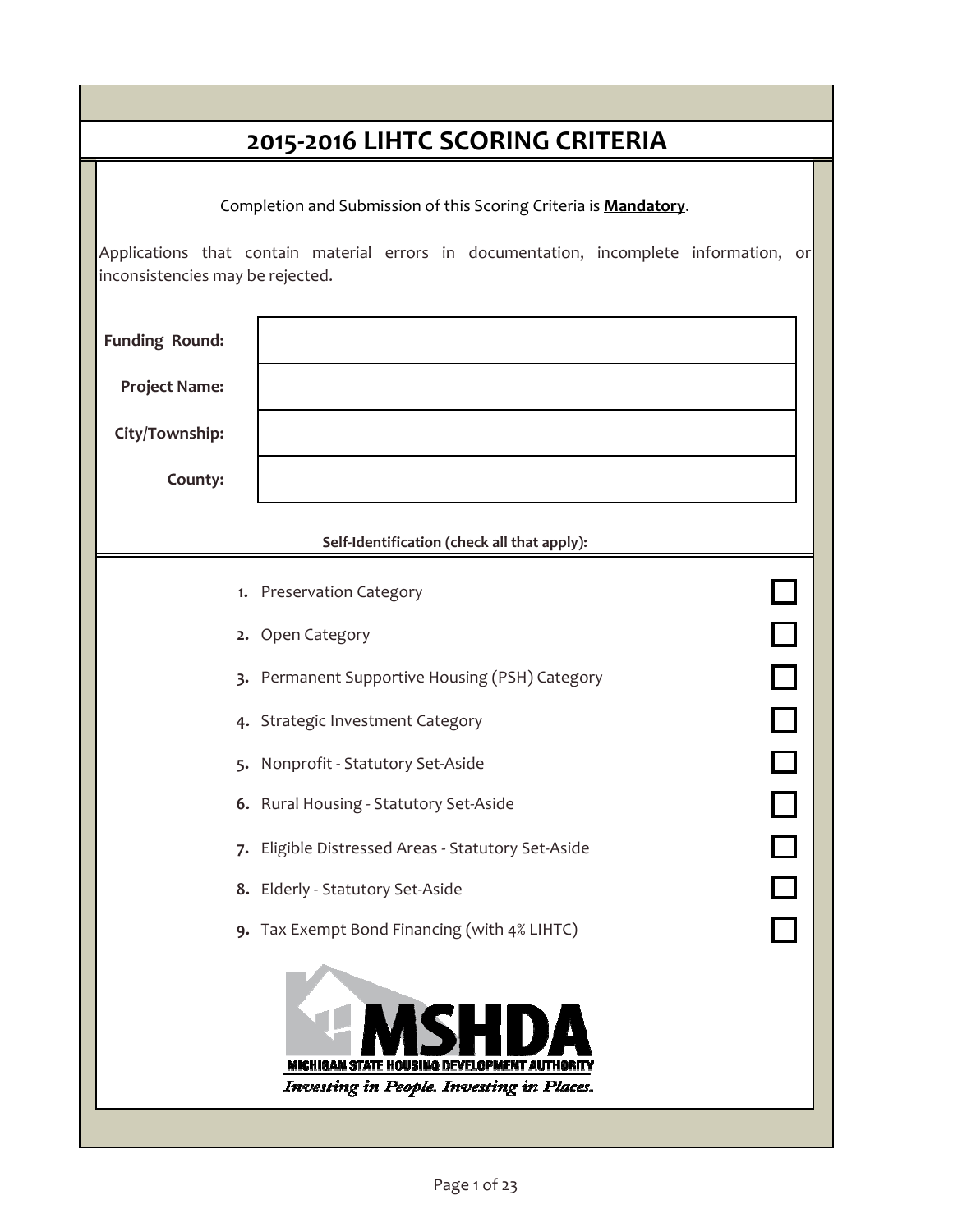# 2015-2016 LIHTC SCORING CRITERIA

Completion and Submission of this Scoring Criteria is **Mandatory**.

Applications that contain material errors in documentation, incomplete information, or inconsistencies may be rejected.

| | |
|---|---|
| **Funding Round:** | |
| **Project Name:** | |
| **City/Township:** | |
| **County:** | |

**Self-Identification (check all that apply):**

1. Preservation Category ☐
2. Open Category ☐
3. Permanent Supportive Housing (PSH) Category ☐
4. Strategic Investment Category ☐
5. Nonprofit - Statutory Set-Aside ☐
6. Rural Housing - Statutory Set-Aside ☐
7. Eligible Distressed Areas - Statutory Set-Aside ☐
8. Elderly - Statutory Set-Aside ☐
9. Tax Exempt Bond Financing (with 4% LIHTC) ☐

MSHDA

MICHIGAN STATE HOUSING DEVELOPMENT AUTHORITY

*Investing in People. Investing in Places.*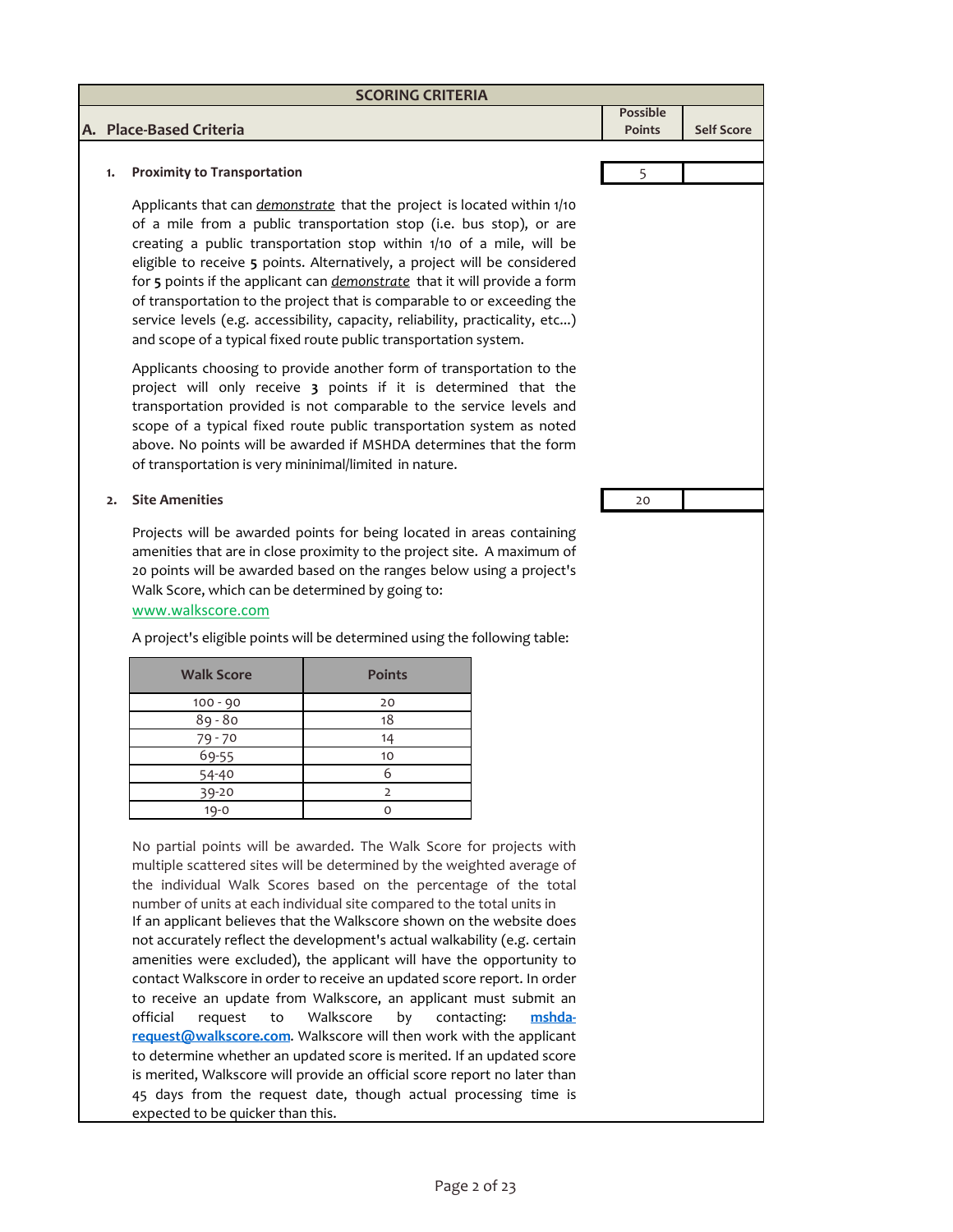## SCORING CRITERIA

| A. Place-Based Criteria | Possible Points | Self Score |
|---|---|---|
| **1. Proximity to Transportation** | 5 | |
| **2. Site Amenities** | 20 | |

### 1. Proximity to Transportation

Possible Points: 5

Applicants that can *demonstrate* that the project is located within 1/10 of a mile from a public transportation stop (i.e. bus stop), or are creating a public transportation stop within 1/10 of a mile, will be eligible to receive **5** points. Alternatively, a project will be considered for **5** points if the applicant can *demonstrate* that it will provide a form of transportation to the project that is comparable to or exceeding the service levels (e.g. accessibility, capacity, reliability, practicality, etc...) and scope of a typical fixed route public transportation system.

Applicants choosing to provide another form of transportation to the project will only receive **3** points if it is determined that the transportation provided is not comparable to the service levels and scope of a typical fixed route public transportation system as noted above. No points will be awarded if MSHDA determines that the form of transportation is very mininimal/limited in nature.

### 2. Site Amenities

Possible Points: 20

Projects will be awarded points for being located in areas containing amenities that are in close proximity to the project site. A maximum of 20 points will be awarded based on the ranges below using a project's Walk Score, which can be determined by going to: www.walkscore.com

A project's eligible points will be determined using the following table:

| Walk Score | Points |
|---|---|
| 100 - 90 | 20 |
| 89 - 80 | 18 |
| 79 - 70 | 14 |
| 69-55 | 10 |
| 54-40 | 6 |
| 39-20 | 2 |
| 19-0 | 0 |

No partial points will be awarded. The Walk Score for projects with multiple scattered sites will be determined by the weighted average of the individual Walk Scores based on the percentage of the total number of units at each individual site compared to the total units in
If an applicant believes that the Walkscore shown on the website does not accurately reflect the development's actual walkability (e.g. certain amenities were excluded), the applicant will have the opportunity to contact Walkscore in order to receive an updated score report. In order to receive an update from Walkscore, an applicant must submit an official request to Walkscore by contacting: **mshda-request@walkscore.com**. Walkscore will then work with the applicant to determine whether an updated score is merited. If an updated score is merited, Walkscore will provide an official score report no later than 45 days from the request date, though actual processing time is expected to be quicker than this.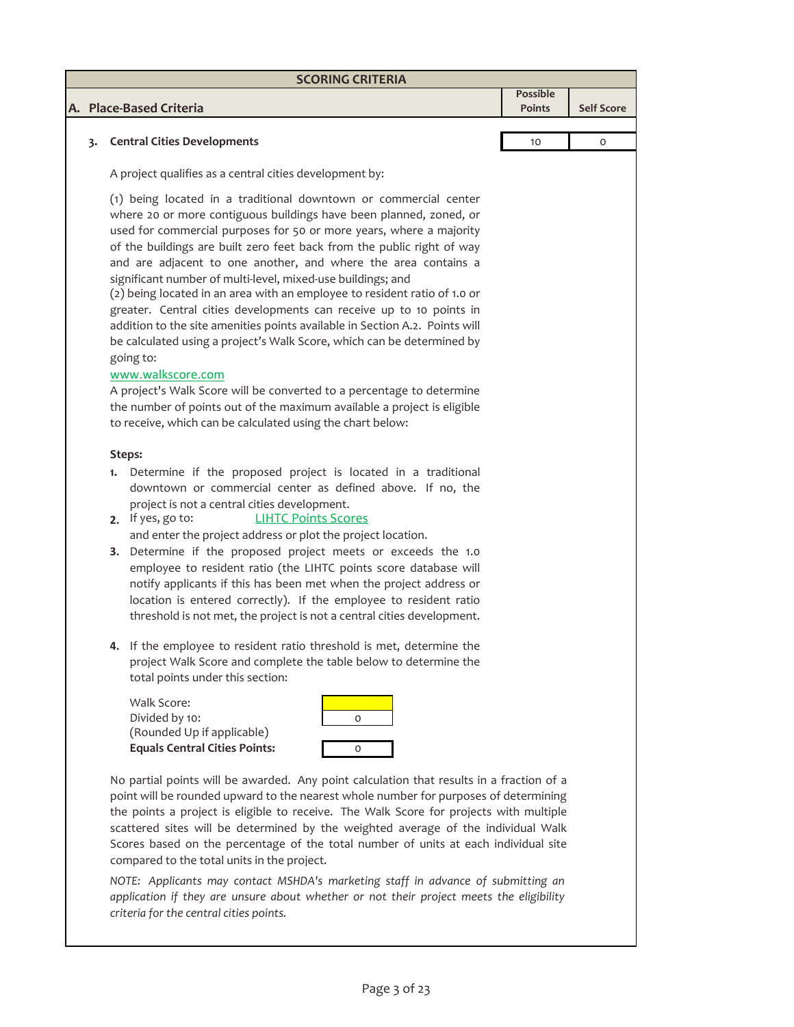## SCORING CRITERIA

| A. Place-Based Criteria | Possible Points | Self Score |
|---|---|---|
| 3. **Central Cities Developments** | 10 | 0 |

A project qualifies as a central cities development by:

(1) being located in a traditional downtown or commercial center where 20 or more contiguous buildings have been planned, zoned, or used for commercial purposes for 50 or more years, where a majority of the buildings are built zero feet back from the public right of way and are adjacent to one another, and where the area contains a significant number of multi-level, mixed-use buildings; and
(2) being located in an area with an employee to resident ratio of 1.0 or greater. Central cities developments can receive up to 10 points in addition to the site amenities points available in Section A.2. Points will be calculated using a project's Walk Score, which can be determined by going to:
www.walkscore.com
A project's Walk Score will be converted to a percentage to determine the number of points out of the maximum available a project is eligible to receive, which can be calculated using the chart below:

**Steps:**

1. Determine if the proposed project is located in a traditional downtown or commercial center as defined above. If no, the project is not a central cities development.
2. If yes, go to: LIHTC Points Scores
and enter the project address or plot the project location.
3. Determine if the proposed project meets or exceeds the 1.0 employee to resident ratio (the LIHTC points score database will notify applicants if this has been met when the project address or location is entered correctly). If the employee to resident ratio threshold is not met, the project is not a central cities development.
4. If the employee to resident ratio threshold is met, determine the project Walk Score and complete the table below to determine the total points under this section:

| | |
|---|---|
| Walk Score: | |
| Divided by 10: (Rounded Up if applicable) | 0 |
| **Equals Central Cities Points:** | 0 |

No partial points will be awarded. Any point calculation that results in a fraction of a point will be rounded upward to the nearest whole number for purposes of determining the points a project is eligible to receive. The Walk Score for projects with multiple scattered sites will be determined by the weighted average of the individual Walk Scores based on the percentage of the total number of units at each individual site compared to the total units in the project.

*NOTE: Applicants may contact MSHDA's marketing staff in advance of submitting an application if they are unsure about whether or not their project meets the eligibility criteria for the central cities points.*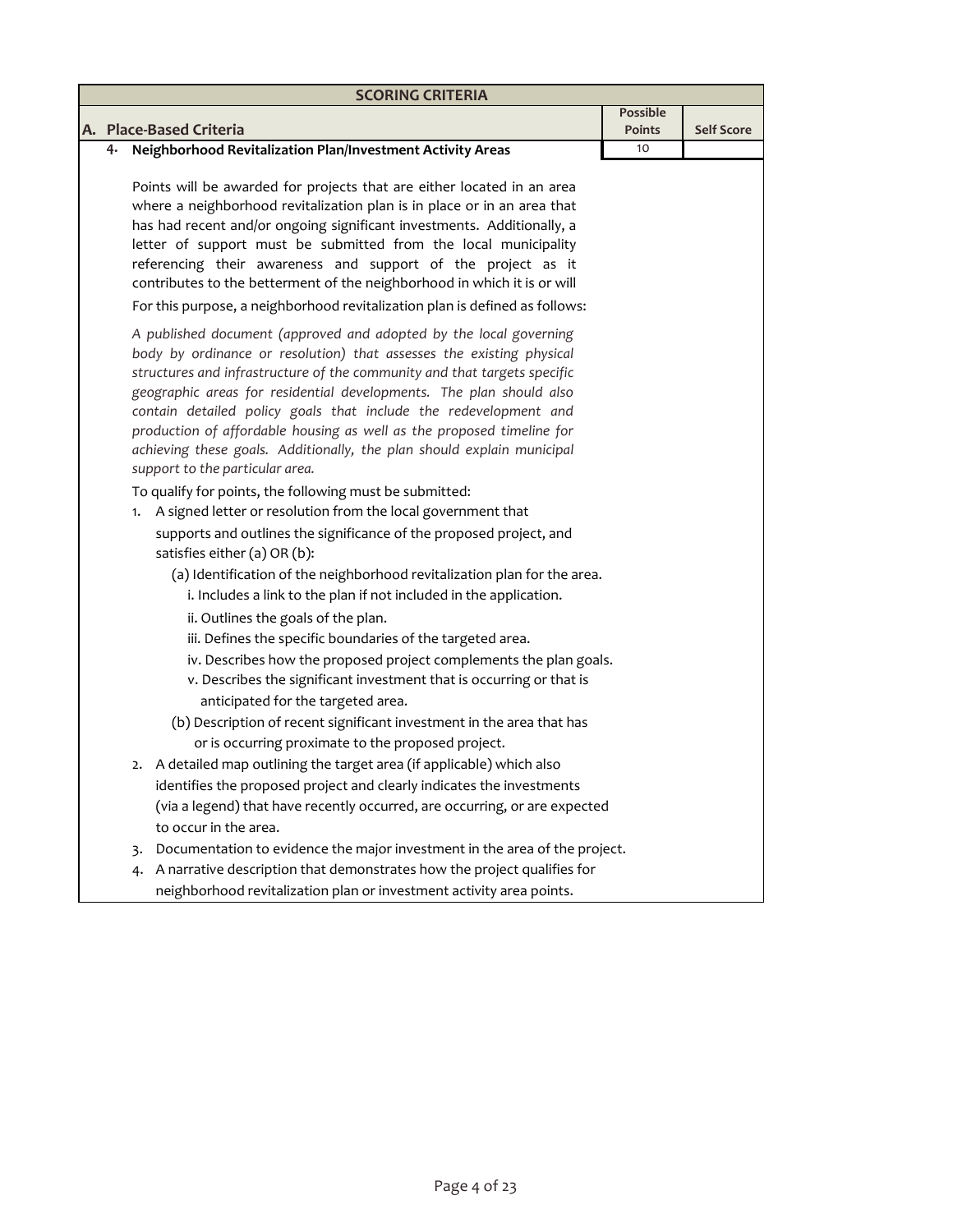| SCORING CRITERIA | | |
|---|---|---|
| **A. Place-Based Criteria** | **Possible Points** | **Self Score** |
| **4. Neighborhood Revitalization Plan/Investment Activity Areas** | 10 | |

Points will be awarded for projects that are either located in an area where a neighborhood revitalization plan is in place or in an area that has had recent and/or ongoing significant investments. Additionally, a letter of support must be submitted from the local municipality referencing their awareness and support of the project as it contributes to the betterment of the neighborhood in which it is or will

For this purpose, a neighborhood revitalization plan is defined as follows:

*A published document (approved and adopted by the local governing body by ordinance or resolution) that assesses the existing physical structures and infrastructure of the community and that targets specific geographic areas for residential developments. The plan should also contain detailed policy goals that include the redevelopment and production of affordable housing as well as the proposed timeline for achieving these goals. Additionally, the plan should explain municipal support to the particular area.*

To qualify for points, the following must be submitted:

1. A signed letter or resolution from the local government that supports and outlines the significance of the proposed project, and satisfies either (a) OR (b):
   - (a) Identification of the neighborhood revitalization plan for the area.
     - i. Includes a link to the plan if not included in the application.
     - ii. Outlines the goals of the plan.
     - iii. Defines the specific boundaries of the targeted area.
     - iv. Describes how the proposed project complements the plan goals.
     - v. Describes the significant investment that is occurring or that is anticipated for the targeted area.
   - (b) Description of recent significant investment in the area that has or is occurring proximate to the proposed project.
2. A detailed map outlining the target area (if applicable) which also identifies the proposed project and clearly indicates the investments (via a legend) that have recently occurred, are occurring, or are expected to occur in the area.
3. Documentation to evidence the major investment in the area of the project.
4. A narrative description that demonstrates how the project qualifies for neighborhood revitalization plan or investment activity area points.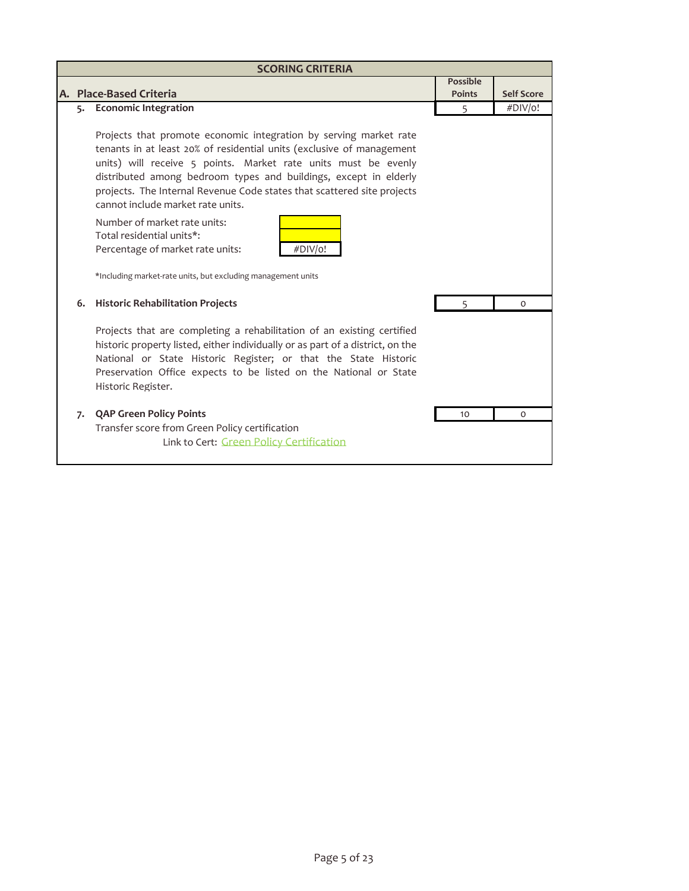## SCORING CRITERIA

| A. Place-Based Criteria | Possible Points | Self Score |
|---|---|---|
| **5. Economic Integration** | 5 | #DIV/0! |

Projects that promote economic integration by serving market rate tenants in at least 20% of residential units (exclusive of management units) will receive 5 points. Market rate units must be evenly distributed among bedroom types and buildings, except in elderly projects. The Internal Revenue Code states that scattered site projects cannot include market rate units.

| | |
|---|---|
| Number of market rate units: | |
| Total residential units*: | |
| Percentage of market rate units: | #DIV/0! |

*Including market-rate units, but excluding management units

| | Possible Points | Self Score |
|---|---|---|
| **6. Historic Rehabilitation Projects** | 5 | 0 |

Projects that are completing a rehabilitation of an existing certified historic property listed, either individually or as part of a district, on the National or State Historic Register; or that the State Historic Preservation Office expects to be listed on the National or State Historic Register.

| | Possible Points | Self Score |
|---|---|---|
| **7. QAP Green Policy Points** | 10 | 0 |

Transfer score from Green Policy certification

Link to Cert: Green Policy Certification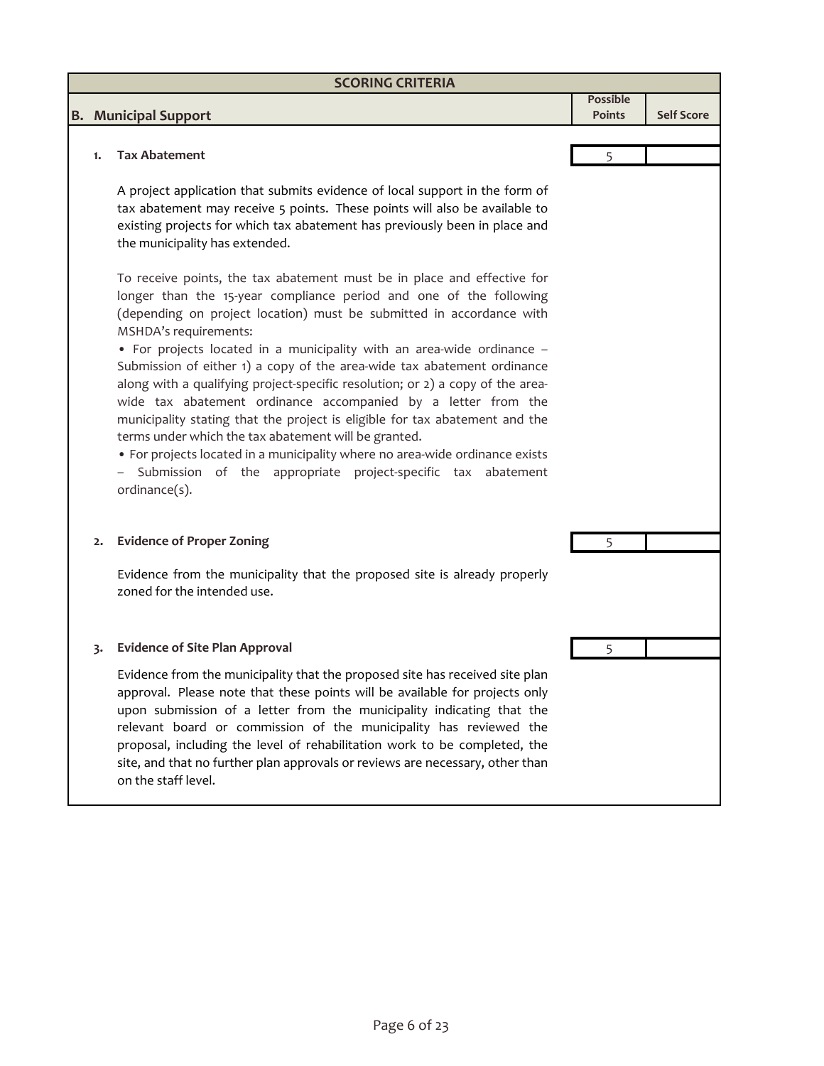## SCORING CRITERIA

| B. Municipal Support | Possible Points | Self Score |
|---|---|---|
| **1. Tax Abatement** | 5 | |
| **2. Evidence of Proper Zoning** | 5 | |
| **3. Evidence of Site Plan Approval** | 5 | |

### 1. Tax Abatement

Possible Points: 5

A project application that submits evidence of local support in the form of tax abatement may receive 5 points. These points will also be available to existing projects for which tax abatement has previously been in place and the municipality has extended.

To receive points, the tax abatement must be in place and effective for longer than the 15-year compliance period and one of the following (depending on project location) must be submitted in accordance with MSHDA's requirements:

- For projects located in a municipality with an area-wide ordinance – Submission of either 1) a copy of the area-wide tax abatement ordinance along with a qualifying project-specific resolution; or 2) a copy of the area-wide tax abatement ordinance accompanied by a letter from the municipality stating that the project is eligible for tax abatement and the terms under which the tax abatement will be granted.
- For projects located in a municipality where no area-wide ordinance exists – Submission of the appropriate project-specific tax abatement ordinance(s).

### 2. Evidence of Proper Zoning

Possible Points: 5

Evidence from the municipality that the proposed site is already properly zoned for the intended use.

### 3. Evidence of Site Plan Approval

Possible Points: 5

Evidence from the municipality that the proposed site has received site plan approval. Please note that these points will be available for projects only upon submission of a letter from the municipality indicating that the relevant board or commission of the municipality has reviewed the proposal, including the level of rehabilitation work to be completed, the site, and that no further plan approvals or reviews are necessary, other than on the staff level.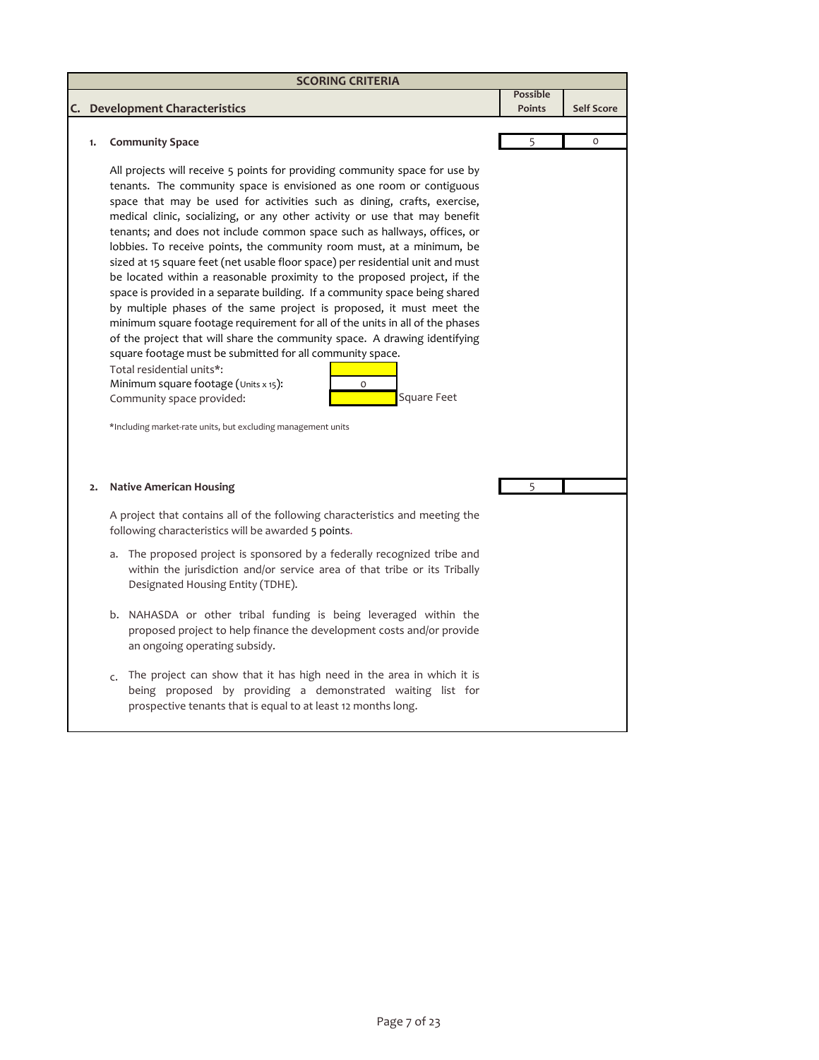## SCORING CRITERIA

| C. Development Characteristics | Possible Points | Self Score |
|---|---|---|
| **1. Community Space** | 5 | 0 |

All projects will receive 5 points for providing community space for use by tenants. The community space is envisioned as one room or contiguous space that may be used for activities such as dining, crafts, exercise, medical clinic, socializing, or any other activity or use that may benefit tenants; and does not include common space such as hallways, offices, or lobbies. To receive points, the community room must, at a minimum, be sized at 15 square feet (net usable floor space) per residential unit and must be located within a reasonable proximity to the proposed project, if the space is provided in a separate building. If a community space being shared by multiple phases of the same project is proposed, it must meet the minimum square footage requirement for all of the units in all of the phases of the project that will share the community space. A drawing identifying square footage must be submitted for all community space.

| | | |
|---|---|---|
| Total residential units*: | | |
| Minimum square footage (Units x 15): | 0 | |
| Community space provided: | | Square Feet |

*Including market-rate units, but excluding management units

| | Possible Points | Self Score |
|---|---|---|
| **2. Native American Housing** | 5 | |

A project that contains all of the following characteristics and meeting the following characteristics will be awarded 5 points.

a. The proposed project is sponsored by a federally recognized tribe and within the jurisdiction and/or service area of that tribe or its Tribally Designated Housing Entity (TDHE).

b. NAHASDA or other tribal funding is being leveraged within the proposed project to help finance the development costs and/or provide an ongoing operating subsidy.

c. The project can show that it has high need in the area in which it is being proposed by providing a demonstrated waiting list for prospective tenants that is equal to at least 12 months long.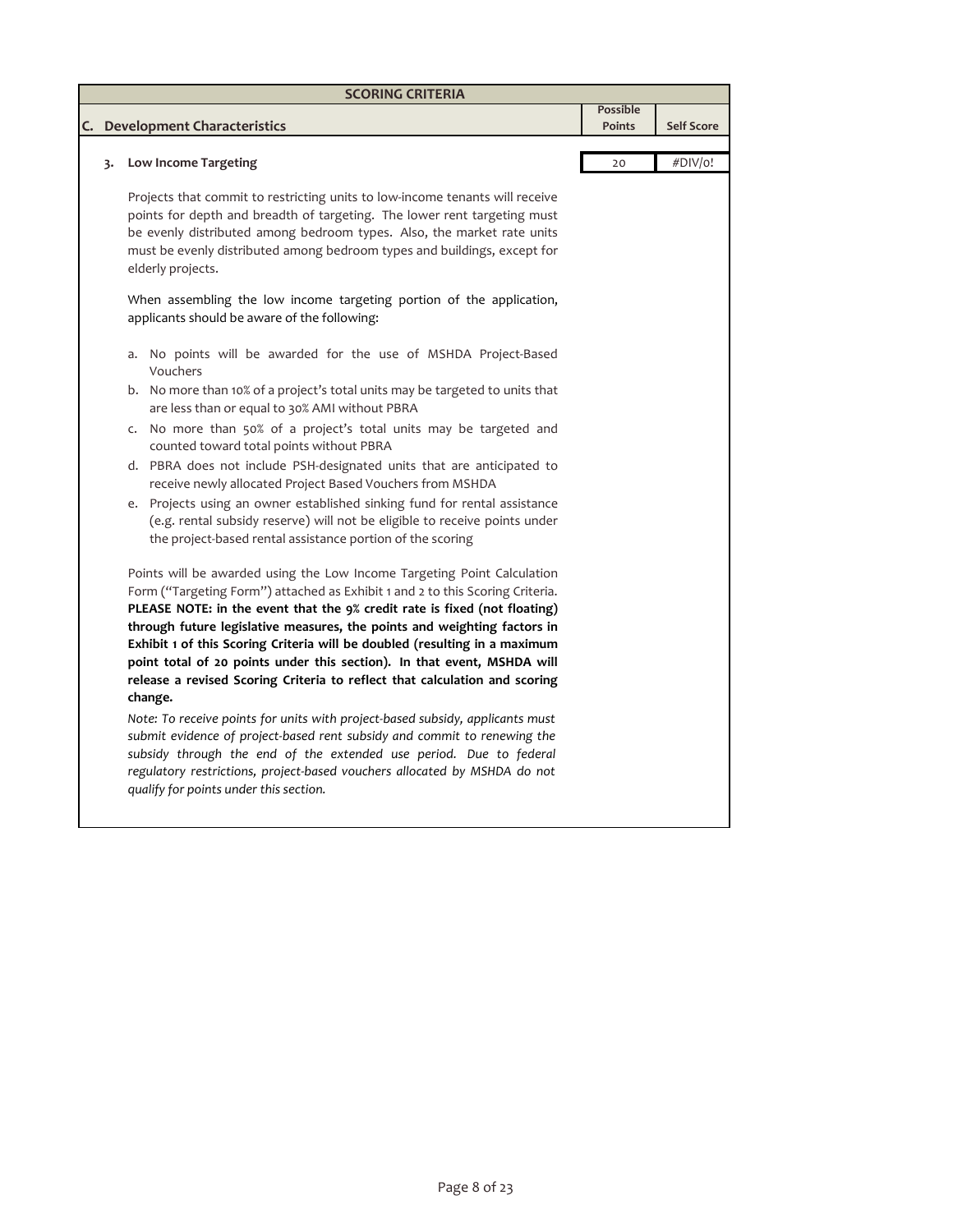| SCORING CRITERIA | | |
|---|---|---|
| **C. Development Characteristics** | **Possible Points** | **Self Score** |
| **3. Low Income Targeting** | 20 | #DIV/0! |

Projects that commit to restricting units to low-income tenants will receive points for depth and breadth of targeting. The lower rent targeting must be evenly distributed among bedroom types. Also, the market rate units must be evenly distributed among bedroom types and buildings, except for elderly projects.

When assembling the low income targeting portion of the application, applicants should be aware of the following:

a. No points will be awarded for the use of MSHDA Project-Based Vouchers
b. No more than 10% of a project's total units may be targeted to units that are less than or equal to 30% AMI without PBRA
c. No more than 50% of a project's total units may be targeted and counted toward total points without PBRA
d. PBRA does not include PSH-designated units that are anticipated to receive newly allocated Project Based Vouchers from MSHDA
e. Projects using an owner established sinking fund for rental assistance (e.g. rental subsidy reserve) will not be eligible to receive points under the project-based rental assistance portion of the scoring

Points will be awarded using the Low Income Targeting Point Calculation Form ("Targeting Form") attached as Exhibit 1 and 2 to this Scoring Criteria. **PLEASE NOTE: in the event that the 9% credit rate is fixed (not floating) through future legislative measures, the points and weighting factors in Exhibit 1 of this Scoring Criteria will be doubled (resulting in a maximum point total of 20 points under this section). In that event, MSHDA will release a revised Scoring Criteria to reflect that calculation and scoring change.**

*Note: To receive points for units with project-based subsidy, applicants must submit evidence of project-based rent subsidy and commit to renewing the subsidy through the end of the extended use period. Due to federal regulatory restrictions, project-based vouchers allocated by MSHDA do not qualify for points under this section.*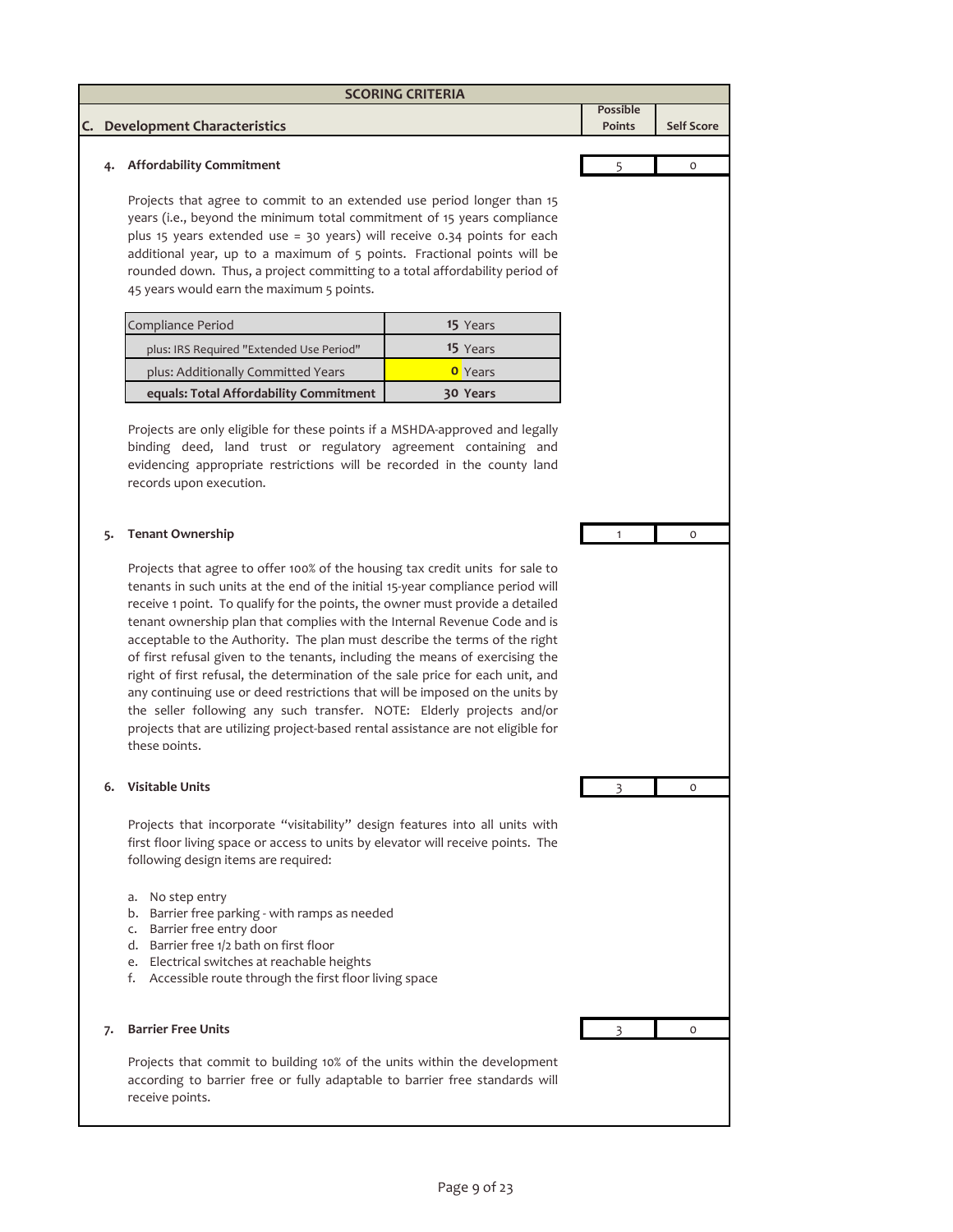## SCORING CRITERIA

| C. Development Characteristics | Possible Points | Self Score |
|---|---|---|

### 4. Affordability Commitment

| Possible Points | Self Score |
|---|---|
| 5 | 0 |

Projects that agree to commit to an extended use period longer than 15 years (i.e., beyond the minimum total commitment of 15 years compliance plus 15 years extended use = 30 years) will receive 0.34 points for each additional year, up to a maximum of 5 points. Fractional points will be rounded down. Thus, a project committing to a total affordability period of 45 years would earn the maximum 5 points.

| | |
|---|---|
| Compliance Period | 15 Years |
| plus: IRS Required "Extended Use Period" | 15 Years |
| plus: Additionally Committed Years | 0 Years |
| **equals: Total Affordability Commitment** | **30 Years** |

Projects are only eligible for these points if a MSHDA-approved and legally binding deed, land trust or regulatory agreement containing and evidencing appropriate restrictions will be recorded in the county land records upon execution.

### 5. Tenant Ownership

| Possible Points | Self Score |
|---|---|
| 1 | 0 |

Projects that agree to offer 100% of the housing tax credit units for sale to tenants in such units at the end of the initial 15-year compliance period will receive 1 point. To qualify for the points, the owner must provide a detailed tenant ownership plan that complies with the Internal Revenue Code and is acceptable to the Authority. The plan must describe the terms of the right of first refusal given to the tenants, including the means of exercising the right of first refusal, the determination of the sale price for each unit, and any continuing use or deed restrictions that will be imposed on the units by the seller following any such transfer. NOTE: Elderly projects and/or projects that are utilizing project-based rental assistance are not eligible for these points.

### 6. Visitable Units

| Possible Points | Self Score |
|---|---|
| 3 | 0 |

Projects that incorporate "visitability" design features into all units with first floor living space or access to units by elevator will receive points. The following design items are required:

a. No step entry
b. Barrier free parking - with ramps as needed
c. Barrier free entry door
d. Barrier free 1/2 bath on first floor
e. Electrical switches at reachable heights
f. Accessible route through the first floor living space

### 7. Barrier Free Units

| Possible Points | Self Score |
|---|---|
| 3 | 0 |

Projects that commit to building 10% of the units within the development according to barrier free or fully adaptable to barrier free standards will receive points.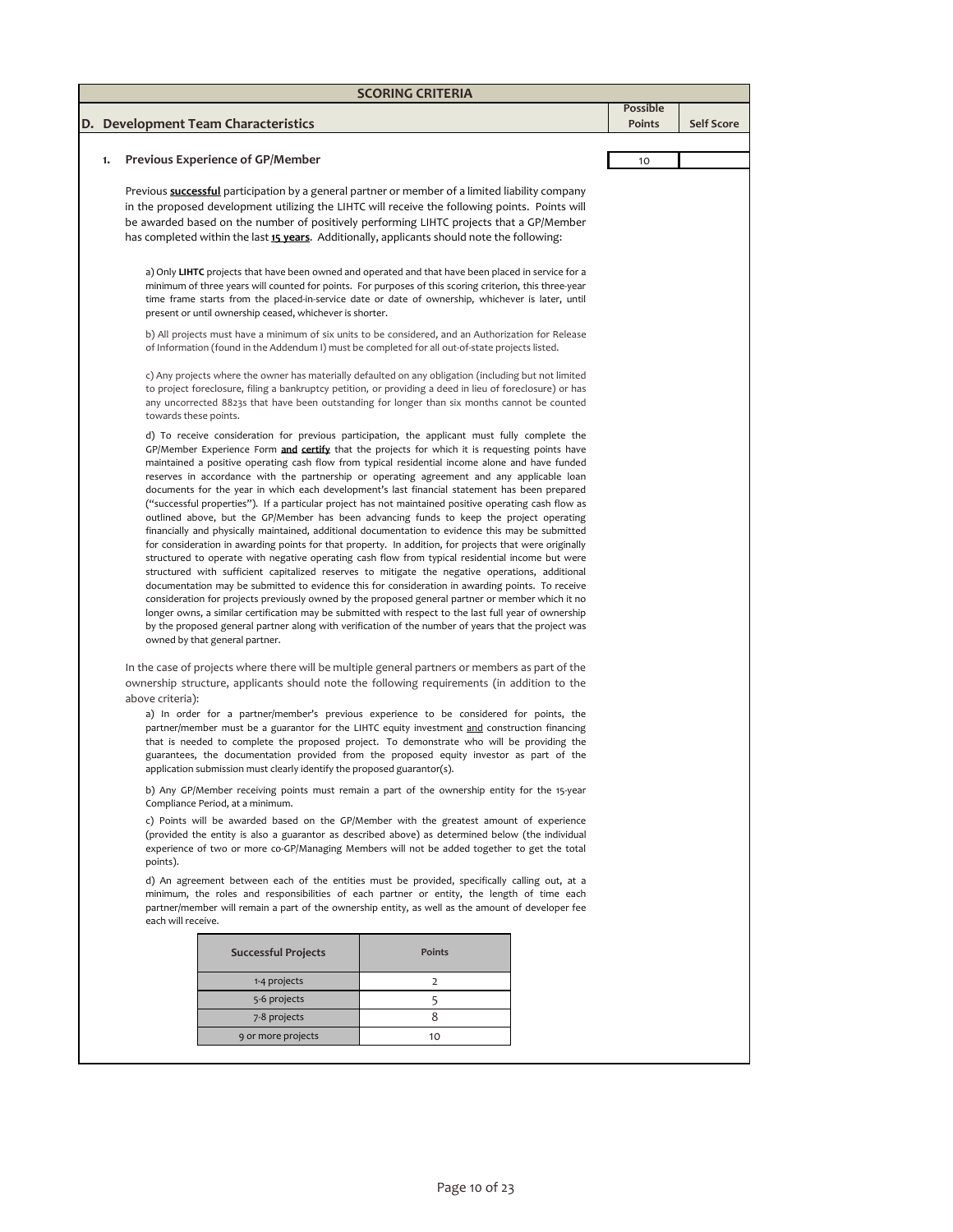## SCORING CRITERIA

| D. Development Team Characteristics | Possible Points | Self Score |
|---|---|---|
| **1. Previous Experience of GP/Member** | 10 | |

Previous **<u>successful</u>** participation by a general partner or member of a limited liability company in the proposed development utilizing the LIHTC will receive the following points. Points will be awarded based on the number of positively performing LIHTC projects that a GP/Member has completed within the last **<u>15 years</u>**. Additionally, applicants should note the following:

a) Only **LIHTC** projects that have been owned and operated and that have been placed in service for a minimum of three years will counted for points. For purposes of this scoring criterion, this three-year time frame starts from the placed-in-service date or date of ownership, whichever is later, until present or until ownership ceased, whichever is shorter.

b) All projects must have a minimum of six units to be considered, and an Authorization for Release of Information (found in the Addendum I) must be completed for all out-of-state projects listed.

c) Any projects where the owner has materially defaulted on any obligation (including but not limited to project foreclosure, filing a bankruptcy petition, or providing a deed in lieu of foreclosure) or has any uncorrected 8823s that have been outstanding for longer than six months cannot be counted towards these points.

d) To receive consideration for previous participation, the applicant must fully complete the GP/Member Experience Form **<u>and</u>** **<u>certify</u>** that the projects for which it is requesting points have maintained a positive operating cash flow from typical residential income alone and have funded reserves in accordance with the partnership or operating agreement and any applicable loan documents for the year in which each development's last financial statement has been prepared ("successful properties"). If a particular project has not maintained positive operating cash flow as outlined above, but the GP/Member has been advancing funds to keep the project operating financially and physically maintained, additional documentation to evidence this may be submitted for consideration in awarding points for that property. In addition, for projects that were originally structured to operate with negative operating cash flow from typical residential income but were structured with sufficient capitalized reserves to mitigate the negative operations, additional documentation may be submitted to evidence this for consideration in awarding points. To receive consideration for projects previously owned by the proposed general partner or member which it no longer owns, a similar certification may be submitted with respect to the last full year of ownership by the proposed general partner along with verification of the number of years that the project was owned by that general partner.

In the case of projects where there will be multiple general partners or members as part of the ownership structure, applicants should note the following requirements (in addition to the above criteria):

a) In order for a partner/member's previous experience to be considered for points, the partner/member must be a guarantor for the LIHTC equity investment <u>and</u> construction financing that is needed to complete the proposed project. To demonstrate who will be providing the guarantees, the documentation provided from the proposed equity investor as part of the application submission must clearly identify the proposed guarantor(s).

b) Any GP/Member receiving points must remain a part of the ownership entity for the 15-year Compliance Period, at a minimum.

c) Points will be awarded based on the GP/Member with the greatest amount of experience (provided the entity is also a guarantor as described above) as determined below (the individual experience of two or more co-GP/Managing Members will not be added together to get the total points).

d) An agreement between each of the entities must be provided, specifically calling out, at a minimum, the roles and responsibilities of each partner or entity, the length of time each partner/member will remain a part of the ownership entity, as well as the amount of developer fee each will receive.

| Successful Projects | Points |
|---|---|
| 1-4 projects | 2 |
| 5-6 projects | 5 |
| 7-8 projects | 8 |
| 9 or more projects | 10 |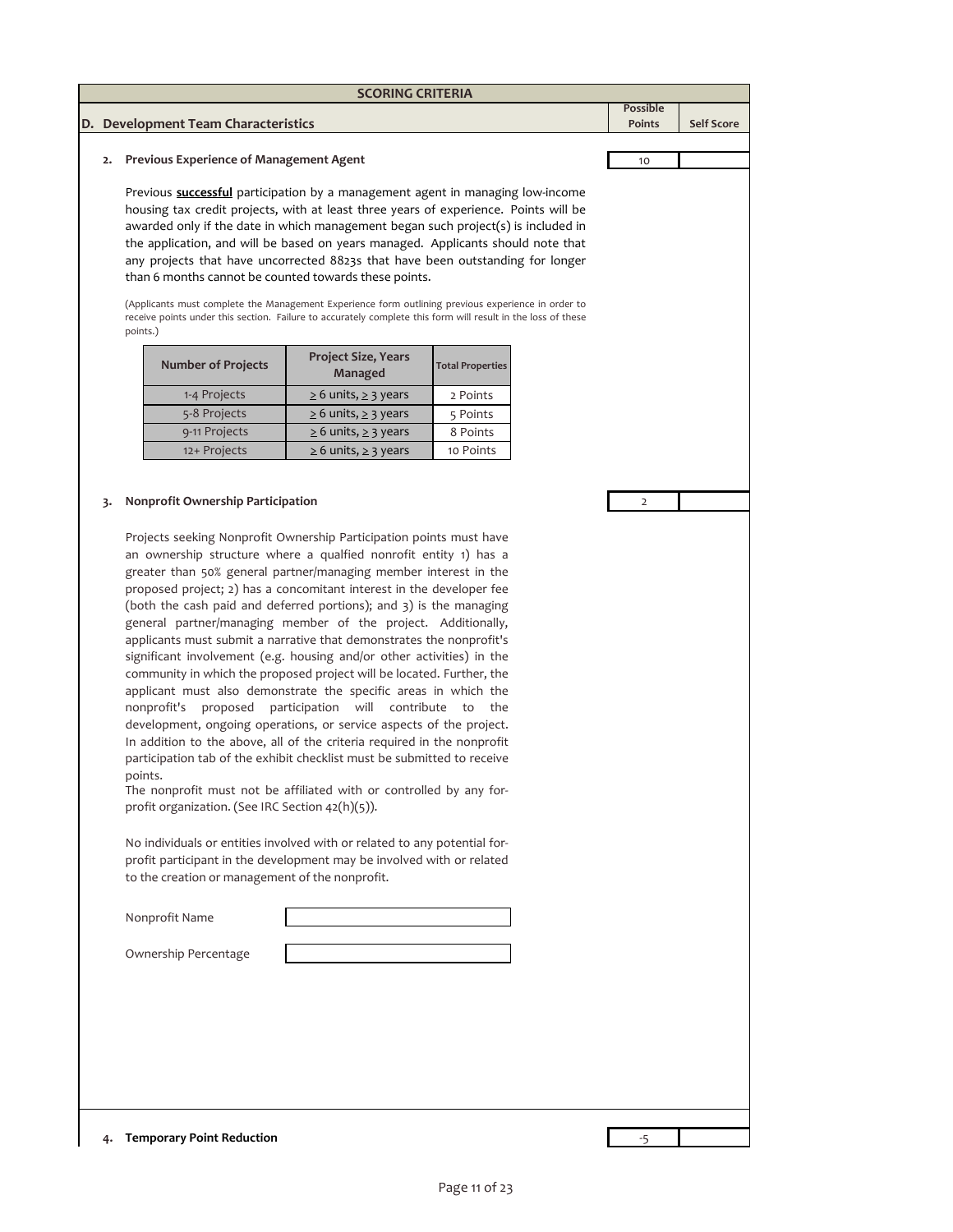## SCORING CRITERIA

### D. Development Team Characteristics

| | Possible Points | Self Score |
|---|---|---|
| **2. Previous Experience of Management Agent** | 10 | |

Previous **successful** participation by a management agent in managing low-income housing tax credit projects, with at least three years of experience. Points will be awarded only if the date in which management began such project(s) is included in the application, and will be based on years managed. Applicants should note that any projects that have uncorrected 8823s that have been outstanding for longer than 6 months cannot be counted towards these points.

(Applicants must complete the Management Experience form outlining previous experience in order to receive points under this section. Failure to accurately complete this form will result in the loss of these points.)

| Number of Projects | Project Size, Years Managed | Total Properties |
|---|---|---|
| 1-4 Projects | $\geq$ 6 units, $\geq$ 3 years | 2 Points |
| 5-8 Projects | $\geq$ 6 units, $\geq$ 3 years | 5 Points |
| 9-11 Projects | $\geq$ 6 units, $\geq$ 3 years | 8 Points |
| 12+ Projects | $\geq$ 6 units, $\geq$ 3 years | 10 Points |

| | Possible Points | Self Score |
|---|---|---|
| **3. Nonprofit Ownership Participation** | 2 | |

Projects seeking Nonprofit Ownership Participation points must have an ownership structure where a qualfied nonfrofit entity 1) has a greater than 50% general partner/managing member interest in the proposed project; 2) has a concomitant interest in the developer fee (both the cash paid and deferred portions); and 3) is the managing general partner/managing member of the project. Additionally, applicants must submit a narrative that demonstrates the nonprofit's significant involvement (e.g. housing and/or other activities) in the community in which the proposed project will be located. Further, the applicant must also demonstrate the specific areas in which the nonprofit's proposed participation will contribute to the development, ongoing operations, or service aspects of the project. In addition to the above, all of the criteria required in the nonprofit participation tab of the exhibit checklist must be submitted to receive points.

The nonprofit must not be affiliated with or controlled by any for-profit organization. (See IRC Section 42(h)(5)).

No individuals or entities involved with or related to any potential for-profit participant in the development may be involved with or related to the creation or management of the nonprofit.

Nonprofit Name: ____________________

Ownership Percentage: ____________________

| | Possible Points | Self Score |
|---|---|---|
| **4. Temporary Point Reduction** | -5 | |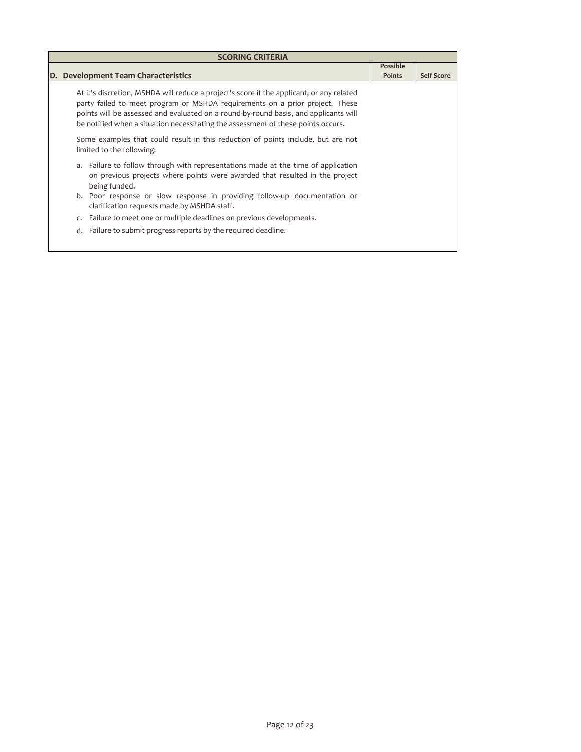| SCORING CRITERIA | | |
|---|---|---|
| **D. Development Team Characteristics** | **Possible Points** | **Self Score** |

At it's discretion, MSHDA will reduce a project's score if the applicant, or any related party failed to meet program or MSHDA requirements on a prior project. These points will be assessed and evaluated on a round-by-round basis, and applicants will be notified when a situation necessitating the assessment of these points occurs.

Some examples that could result in this reduction of points include, but are not limited to the following:

a. Failure to follow through with representations made at the time of application on previous projects where points were awarded that resulted in the project being funded.
b. Poor response or slow response in providing follow-up documentation or clarification requests made by MSHDA staff.
c. Failure to meet one or multiple deadlines on previous developments.
d. Failure to submit progress reports by the required deadline.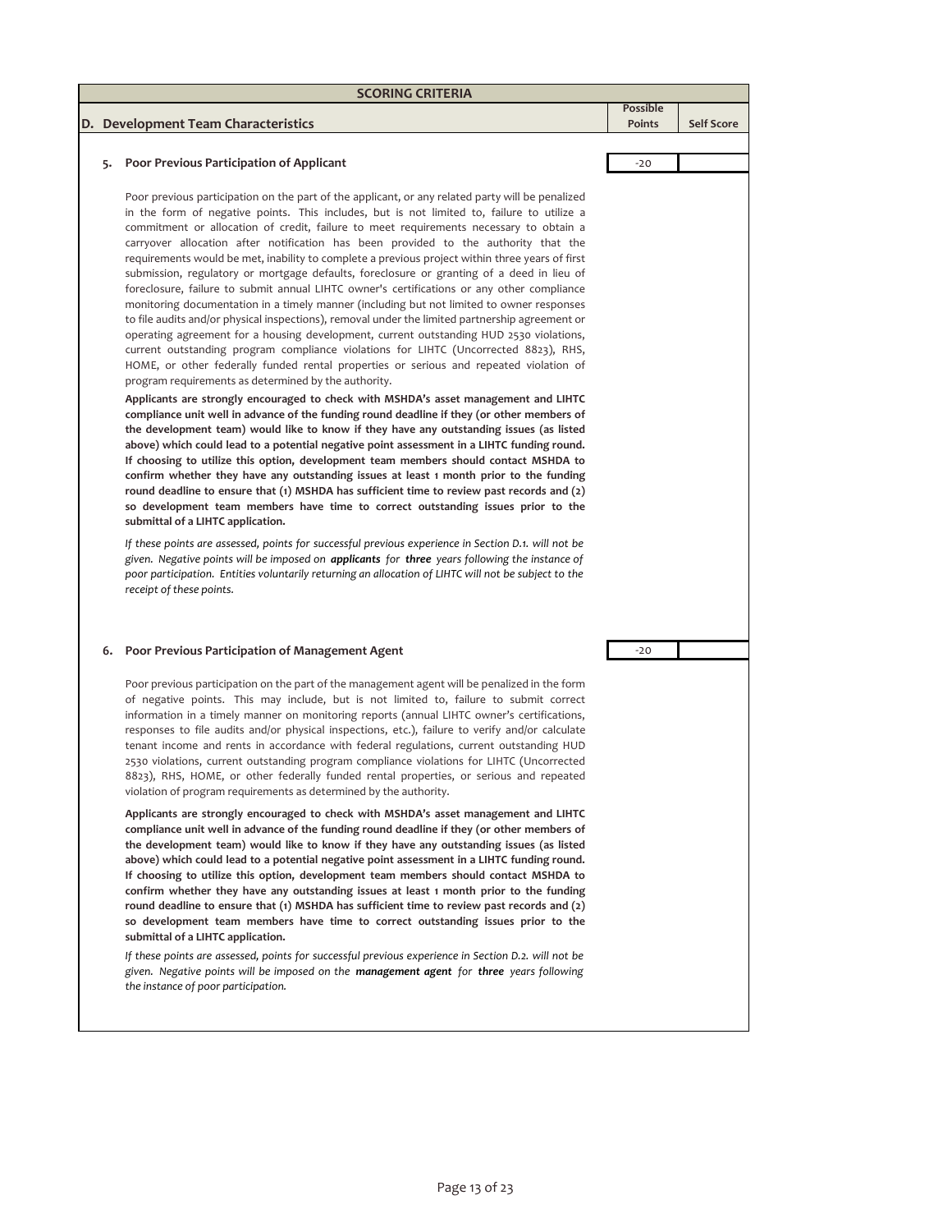## SCORING CRITERIA

| D. Development Team Characteristics | Possible Points | Self Score |
|---|---|---|
| **5. Poor Previous Participation of Applicant** | -20 | |

Poor previous participation on the part of the applicant, or any related party will be penalized in the form of negative points. This includes, but is not limited to, failure to utilize a commitment or allocation of credit, failure to meet requirements necessary to obtain a carryover allocation after notification has been provided to the authority that the requirements would be met, inability to complete a previous project within three years of first submission, regulatory or mortgage defaults, foreclosure or granting of a deed in lieu of foreclosure, failure to submit annual LIHTC owner's certifications or any other compliance monitoring documentation in a timely manner (including but not limited to owner responses to file audits and/or physical inspections), removal under the limited partnership agreement or operating agreement for a housing development, current outstanding HUD 2530 violations, current outstanding program compliance violations for LIHTC (Uncorrected 8823), RHS, HOME, or other federally funded rental properties or serious and repeated violation of program requirements as determined by the authority.

**Applicants are strongly encouraged to check with MSHDA's asset management and LIHTC compliance unit well in advance of the funding round deadline if they (or other members of the development team) would like to know if they have any outstanding issues (as listed above) which could lead to a potential negative point assessment in a LIHTC funding round. If choosing to utilize this option, development team members should contact MSHDA to confirm whether they have any outstanding issues at least 1 month prior to the funding round deadline to ensure that (1) MSHDA has sufficient time to review past records and (2) so development team members have time to correct outstanding issues prior to the submittal of a LIHTC application.**

*If these points are assessed, points for successful previous experience in Section D.1. will not be given. Negative points will be imposed on* ***applicants*** *for* ***three*** *years following the instance of poor participation. Entities voluntarily returning an allocation of LIHTC will not be subject to the receipt of these points.*

| | Possible Points | Self Score |
|---|---|---|
| **6. Poor Previous Participation of Management Agent** | -20 | |

Poor previous participation on the part of the management agent will be penalized in the form of negative points. This may include, but is not limited to, failure to submit correct information in a timely manner on monitoring reports (annual LIHTC owner's certifications, responses to file audits and/or physical inspections, etc.), failure to verify and/or calculate tenant income and rents in accordance with federal regulations, current outstanding HUD 2530 violations, current outstanding program compliance violations for LIHTC (Uncorrected 8823), RHS, HOME, or other federally funded rental properties, or serious and repeated violation of program requirements as determined by the authority.

**Applicants are strongly encouraged to check with MSHDA's asset management and LIHTC compliance unit well in advance of the funding round deadline if they (or other members of the development team) would like to know if they have any outstanding issues (as listed above) which could lead to a potential negative point assessment in a LIHTC funding round. If choosing to utilize this option, development team members should contact MSHDA to confirm whether they have any outstanding issues at least 1 month prior to the funding round deadline to ensure that (1) MSHDA has sufficient time to review past records and (2) so development team members have time to correct outstanding issues prior to the submittal of a LIHTC application.**

*If these points are assessed, points for successful previous experience in Section D.2. will not be given. Negative points will be imposed on the* ***management agent*** *for* ***three*** *years following the instance of poor participation.*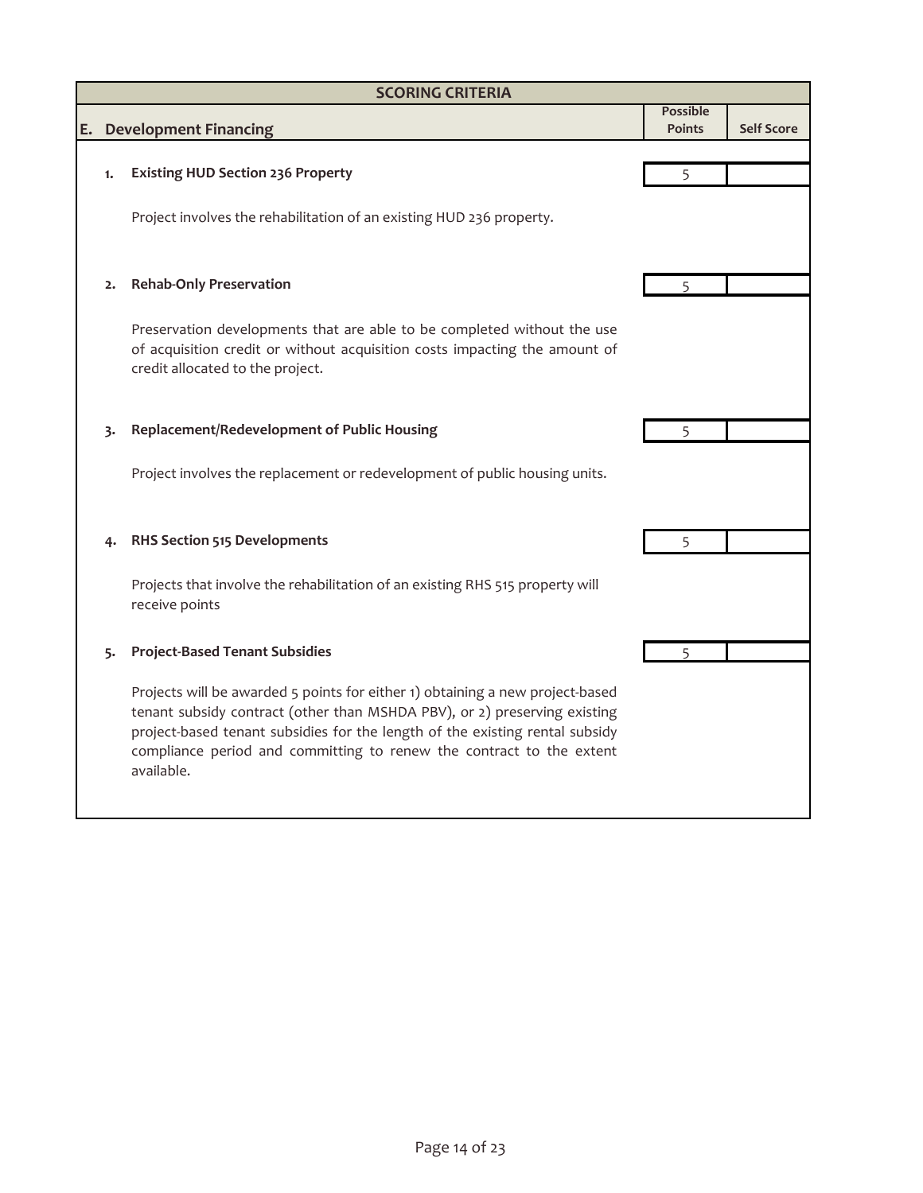## SCORING CRITERIA

| E. Development Financing | Possible Points | Self Score |
|---|---|---|
| **1. Existing HUD Section 236 Property** | 5 | |
| Project involves the rehabilitation of an existing HUD 236 property. | | |
| **2. Rehab-Only Preservation** | 5 | |
| Preservation developments that are able to be completed without the use of acquisition credit or without acquisition costs impacting the amount of credit allocated to the project. | | |
| **3. Replacement/Redevelopment of Public Housing** | 5 | |
| Project involves the replacement or redevelopment of public housing units. | | |
| **4. RHS Section 515 Developments** | 5 | |
| Projects that involve the rehabilitation of an existing RHS 515 property will receive points | | |
| **5. Project-Based Tenant Subsidies** | 5 | |
| Projects will be awarded 5 points for either 1) obtaining a new project-based tenant subsidy contract (other than MSHDA PBV), or 2) preserving existing project-based tenant subsidies for the length of the existing rental subsidy compliance period and committing to renew the contract to the extent available. | | |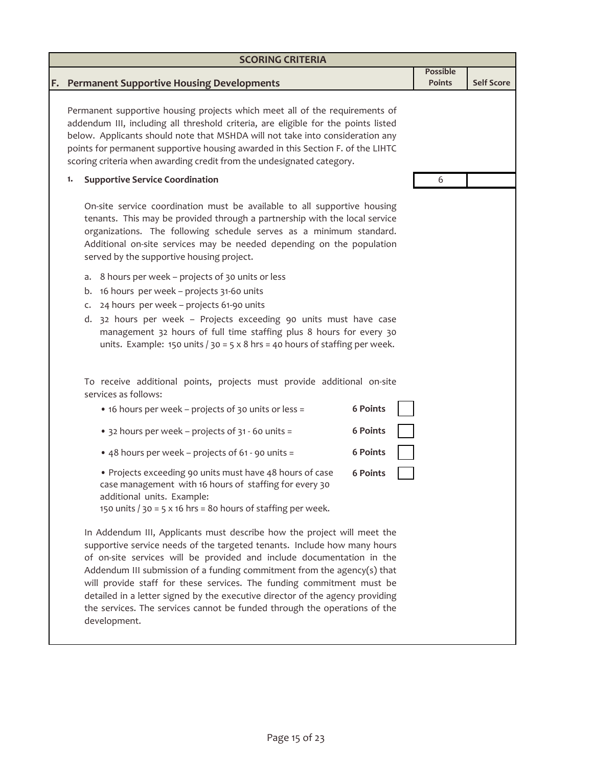| SCORING CRITERIA | | |
|---|---|---|
| **F. Permanent Supportive Housing Developments** | **Possible Points** | **Self Score** |

Permanent supportive housing projects which meet all of the requirements of addendum III, including all threshold criteria, are eligible for the points listed below. Applicants should note that MSHDA will not take into consideration any points for permanent supportive housing awarded in this Section F. of the LIHTC scoring criteria when awarding credit from the undesignated category.

**1. Supportive Service Coordination** — Possible Points: 6 | Self Score: 

On-site service coordination must be available to all supportive housing tenants. This may be provided through a partnership with the local service organizations. The following schedule serves as a minimum standard. Additional on-site services may be needed depending on the population served by the supportive housing project.

a. 8 hours per week – projects of 30 units or less
b. 16 hours per week – projects 31-60 units
c. 24 hours per week – projects 61-90 units
d. 32 hours per week – Projects exceeding 90 units must have case management 32 hours of full time staffing plus 8 hours for every 30 units. Example: 150 units / 30 = 5 x 8 hrs = 40 hours of staffing per week.

To receive additional points, projects must provide additional on-site services as follows:

| Requirement | Points | |
|---|---|---|
| • 16 hours per week – projects of 30 units or less = | **6 Points** | ☐ |
| • 32 hours per week – projects of 31 - 60 units = | **6 Points** | ☐ |
| • 48 hours per week – projects of 61 - 90 units = | **6 Points** | ☐ |
| • Projects exceeding 90 units must have 48 hours of case case management with 16 hours of staffing for every 30 additional units. Example: 150 units / 30 = 5 x 16 hrs = 80 hours of staffing per week. | **6 Points** | ☐ |

In Addendum III, Applicants must describe how the project will meet the supportive service needs of the targeted tenants. Include how many hours of on-site services will be provided and include documentation in the Addendum III submission of a funding commitment from the agency(s) that will provide staff for these services. The funding commitment must be detailed in a letter signed by the executive director of the agency providing the services. The services cannot be funded through the operations of the development.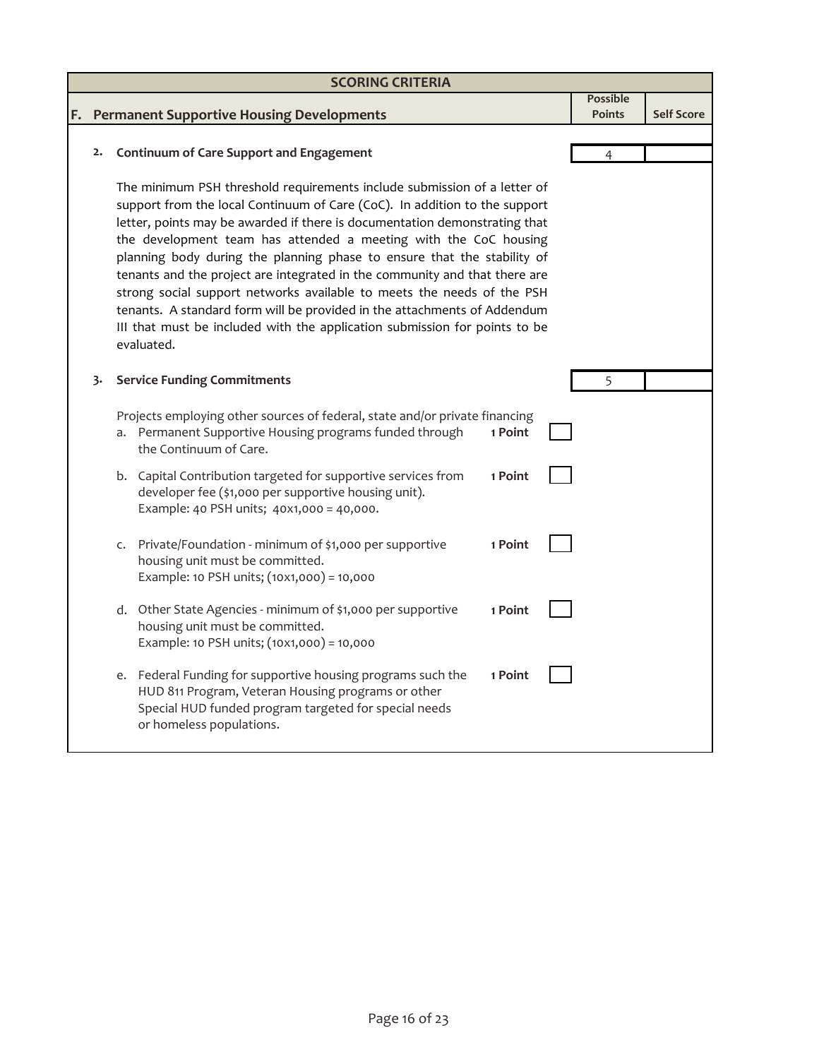## SCORING CRITERIA

| F. Permanent Supportive Housing Developments | Possible Points | Self Score |
|---|---|---|
| **2. Continuum of Care Support and Engagement** | 4 | |
| **3. Service Funding Commitments** | 5 | |

### 2. Continuum of Care Support and Engagement

Possible Points: 4

The minimum PSH threshold requirements include submission of a letter of support from the local Continuum of Care (CoC). In addition to the support letter, points may be awarded if there is documentation demonstrating that the development team has attended a meeting with the CoC housing planning body during the planning phase to ensure that the stability of tenants and the project are integrated in the community and that there are strong social support networks available to meets the needs of the PSH tenants. A standard form will be provided in the attachments of Addendum III that must be included with the application submission for points to be evaluated.

### 3. Service Funding Commitments

Possible Points: 5

Projects employing other sources of federal, state and/or private financing

a. Permanent Supportive Housing programs funded through the Continuum of Care. — **1 Point** ☐

b. Capital Contribution targeted for supportive services from developer fee ($1,000 per supportive housing unit).
Example: 40 PSH units; 40x1,000 = 40,000. — **1 Point** ☐

c. Private/Foundation - minimum of $1,000 per supportive housing unit must be committed.
Example: 10 PSH units; (10x1,000) = 10,000 — **1 Point** ☐

d. Other State Agencies - minimum of $1,000 per supportive housing unit must be committed.
Example: 10 PSH units; (10x1,000) = 10,000 — **1 Point** ☐

e. Federal Funding for supportive housing programs such the HUD 811 Program, Veteran Housing programs or other Special HUD funded program targeted for special needs or homeless populations. — **1 Point** ☐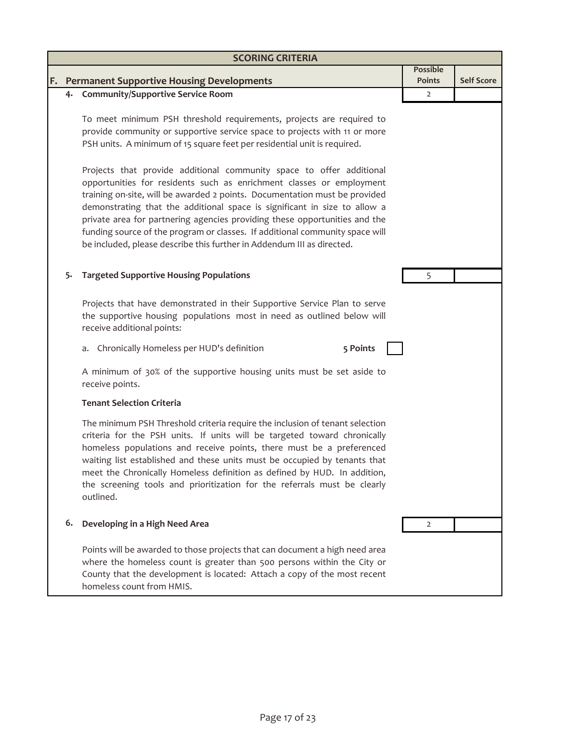## SCORING CRITERIA

| F. Permanent Supportive Housing Developments | Possible Points | Self Score |
|---|---|---|
| **4. Community/Supportive Service Room** | 2 | |

To meet minimum PSH threshold requirements, projects are required to provide community or supportive service space to projects with 11 or more PSH units. A minimum of 15 square feet per residential unit is required.

Projects that provide additional community space to offer additional opportunities for residents such as enrichment classes or employment training on-site, will be awarded 2 points. Documentation must be provided demonstrating that the additional space is significant in size to allow a private area for partnering agencies providing these opportunities and the funding source of the program or classes. If additional community space will be included, please describe this further in Addendum III as directed.

| | Possible Points | Self Score |
|---|---|---|
| **5. Targeted Supportive Housing Populations** | 5 | |

Projects that have demonstrated in their Supportive Service Plan to serve the supportive housing populations most in need as outlined below will receive additional points:

a. Chronically Homeless per HUD's definition **5 Points** ☐

A minimum of 30% of the supportive housing units must be set aside to receive points.

**Tenant Selection Criteria**

The minimum PSH Threshold criteria require the inclusion of tenant selection criteria for the PSH units. If units will be targeted toward chronically homeless populations and receive points, there must be a preferenced waiting list established and these units must be occupied by tenants that meet the Chronically Homeless definition as defined by HUD. In addition, the screening tools and prioritization for the referrals must be clearly outlined.

| | Possible Points | Self Score |
|---|---|---|
| **6. Developing in a High Need Area** | 2 | |

Points will be awarded to those projects that can document a high need area where the homeless count is greater than 500 persons within the City or County that the development is located: Attach a copy of the most recent homeless count from HMIS.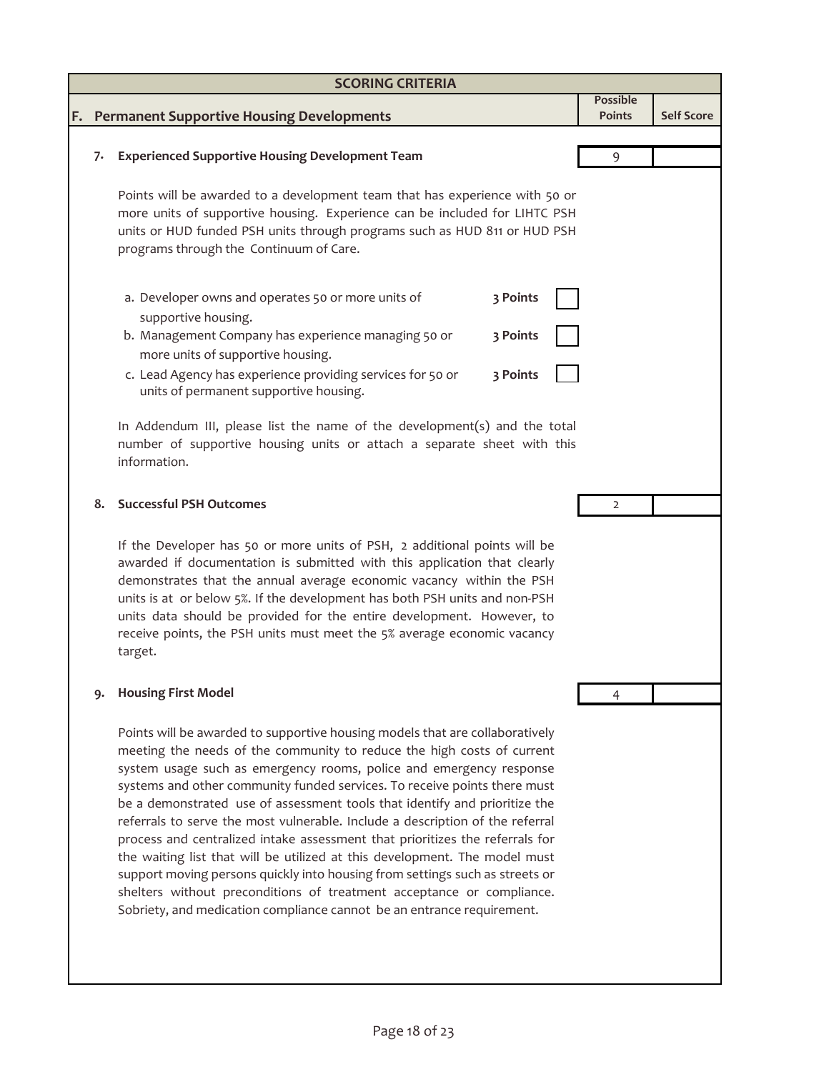## SCORING CRITERIA

| F. Permanent Supportive Housing Developments | Possible Points | Self Score |
|---|---|---|

### 7. Experienced Supportive Housing Development Team

| | Possible Points | Self Score |
|---|---|---|
| 7. Experienced Supportive Housing Development Team | 9 | |

Points will be awarded to a development team that has experience with 50 or more units of supportive housing. Experience can be included for LIHTC PSH units or HUD funded PSH units through programs such as HUD 811 or HUD PSH programs through the Continuum of Care.

| | Points | |
|---|---|---|
| a. Developer owns and operates 50 or more units of supportive housing. | **3 Points** | ☐ |
| b. Management Company has experience managing 50 or more units of supportive housing. | **3 Points** | ☐ |
| c. Lead Agency has experience providing services for 50 or units of permanent supportive housing. | **3 Points** | ☐ |

In Addendum III, please list the name of the development(s) and the total number of supportive housing units or attach a separate sheet with this information.

### 8. Successful PSH Outcomes

| | Possible Points | Self Score |
|---|---|---|
| 8. Successful PSH Outcomes | 2 | |

If the Developer has 50 or more units of PSH, 2 additional points will be awarded if documentation is submitted with this application that clearly demonstrates that the annual average economic vacancy within the PSH units is at or below 5%. If the development has both PSH units and non-PSH units data should be provided for the entire development. However, to receive points, the PSH units must meet the 5% average economic vacancy target.

### 9. Housing First Model

| | Possible Points | Self Score |
|---|---|---|
| 9. Housing First Model | 4 | |

Points will be awarded to supportive housing models that are collaboratively meeting the needs of the community to reduce the high costs of current system usage such as emergency rooms, police and emergency response systems and other community funded services. To receive points there must be a demonstrated use of assessment tools that identify and prioritize the referrals to serve the most vulnerable. Include a description of the referral process and centralized intake assessment that prioritizes the referrals for the waiting list that will be utilized at this development. The model must support moving persons quickly into housing from settings such as streets or shelters without preconditions of treatment acceptance or compliance. Sobriety, and medication compliance cannot be an entrance requirement.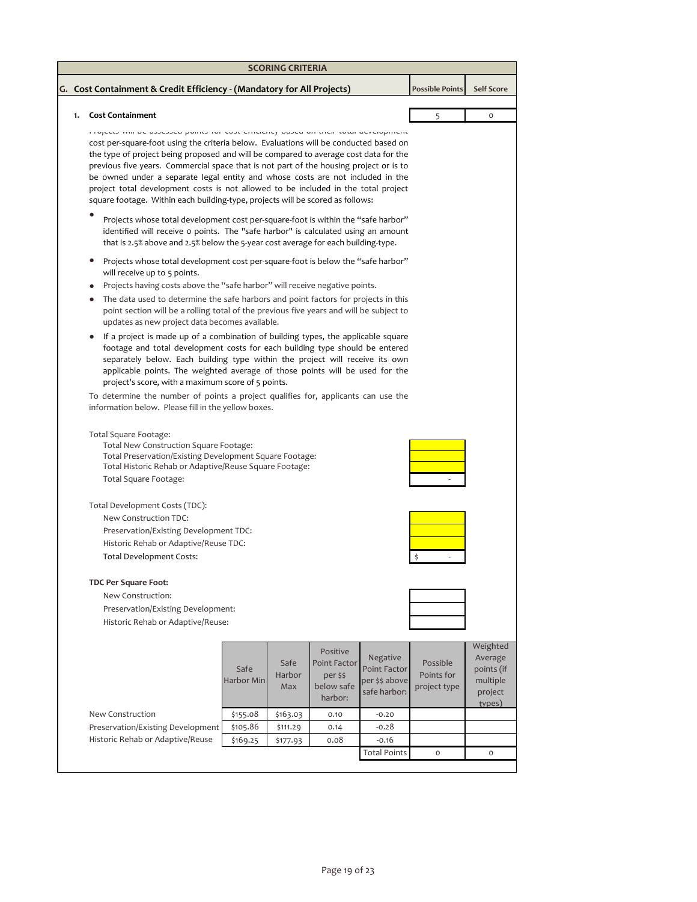## SCORING CRITERIA

### G. Cost Containment & Credit Efficiency - (Mandatory for All Projects)

| | Possible Points | Self Score |
|---|---|---|
| **1. Cost Containment** | 5 | 0 |

Projects will be assessed points for cost efficiency based on their total development cost per-square-foot using the criteria below. Evaluations will be conducted based on the type of project being proposed and will be compared to average cost data for the previous five years. Commercial space that is not part of the housing project or is to be owned under a separate legal entity and whose costs are not included in the project total development costs is not allowed to be included in the total project square footage. Within each building-type, projects will be scored as follows:

- Projects whose total development cost per-square-foot is within the "safe harbor" identified will receive 0 points. The "safe harbor" is calculated using an amount that is 2.5% above and 2.5% below the 5-year cost average for each building-type.
- Projects whose total development cost per-square-foot is below the "safe harbor" will receive up to 5 points.
- Projects having costs above the "safe harbor" will receive negative points.
- The data used to determine the safe harbors and point factors for projects in this point section will be a rolling total of the previous five years and will be subject to updates as new project data becomes available.
- If a project is made up of a combination of building types, the applicable square footage and total development costs for each building type should be entered separately below. Each building type within the project will receive its own applicable points. The weighted average of those points will be used for the project's score, with a maximum score of 5 points.

To determine the number of points a project qualifies for, applicants can use the information below. Please fill in the yellow boxes.

| Total Square Footage: | |
|---|---|
| Total New Construction Square Footage: | |
| Total Preservation/Existing Development Square Footage: | |
| Total Historic Rehab or Adaptive/Reuse Square Footage: | |
| Total Square Footage: | - |

| Total Development Costs (TDC): | |
|---|---|
| New Construction TDC: | |
| Preservation/Existing Development TDC: | |
| Historic Rehab or Adaptive/Reuse TDC: | |
| Total Development Costs: | $ - |

| **TDC Per Square Foot:** | |
|---|---|
| New Construction: | |
| Preservation/Existing Development: | |
| Historic Rehab or Adaptive/Reuse: | |

| | Safe Harbor Min | Safe Harbor Max | Positive Point Factor per $$ below safe harbor: | Negative Point Factor per $$ above safe harbor: | Possible Points for project type | Weighted Average points (if multiple project types) |
|---|---|---|---|---|---|---|
| New Construction | $155.08 | $163.03 | 0.10 | -0.20 | | |
| Preservation/Existing Development | $105.86 | $111.29 | 0.14 | -0.28 | | |
| Historic Rehab or Adaptive/Reuse | $169.25 | $177.93 | 0.08 | -0.16 | | |
| | | | | Total Points | 0 | 0 |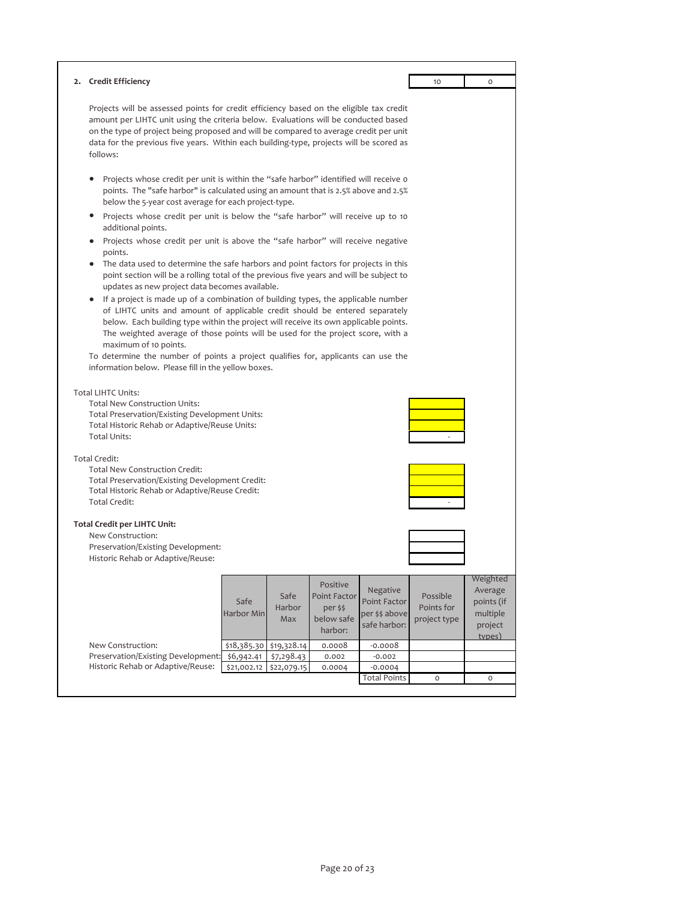## 2. Credit Efficiency

| | |
|---|---|
| 10 | 0 |

Projects will be assessed points for credit efficiency based on the eligible tax credit amount per LIHTC unit using the criteria below. Evaluations will be conducted based on the type of project being proposed and will be compared to average credit per unit data for the previous five years. Within each building-type, projects will be scored as follows:

- Projects whose credit per unit is within the "safe harbor" identified will receive 0 points. The "safe harbor" is calculated using an amount that is 2.5% above and 2.5% below the 5-year cost average for each project-type.
- Projects whose credit per unit is below the "safe harbor" will receive up to 10 additional points.
- Projects whose credit per unit is above the "safe harbor" will receive negative points.
- The data used to determine the safe harbors and point factors for projects in this point section will be a rolling total of the previous five years and will be subject to updates as new project data becomes available.
- If a project is made up of a combination of building types, the applicable number of LIHTC units and amount of applicable credit should be entered separately below. Each building type within the project will receive its own applicable points. The weighted average of those points will be used for the project score, with a maximum of 10 points.

To determine the number of points a project qualifies for, applicants can use the information below. Please fill in the yellow boxes.

Total LIHTC Units:

| | |
|---|---|
| Total New Construction Units: | |
| Total Preservation/Existing Development Units: | |
| Total Historic Rehab or Adaptive/Reuse Units: | |
| Total Units: | - |

Total Credit:

| | |
|---|---|
| Total New Construction Credit: | |
| Total Preservation/Existing Development Credit: | |
| Total Historic Rehab or Adaptive/Reuse Credit: | |
| Total Credit: | - |

**Total Credit per LIHTC Unit:**

| | |
|---|---|
| New Construction: | |
| Preservation/Existing Development: | |
| Historic Rehab or Adaptive/Reuse: | |

| | Safe Harbor Min | Safe Harbor Max | Positive Point Factor per $$ below safe harbor: | Negative Point Factor per $$ above safe harbor: | Possible Points for project type | Weighted Average points (if multiple project types) |
|---|---|---|---|---|---|---|
| New Construction: | $18,385.30 | $19,328.14 | 0.0008 | -0.0008 | | |
| Preservation/Existing Development: | $6,942.41 | $7,298.43 | 0.002 | -0.002 | | |
| Historic Rehab or Adaptive/Reuse: | $21,002.12 | $22,079.15 | 0.0004 | -0.0004 | | |
| | | | | Total Points | 0 | 0 |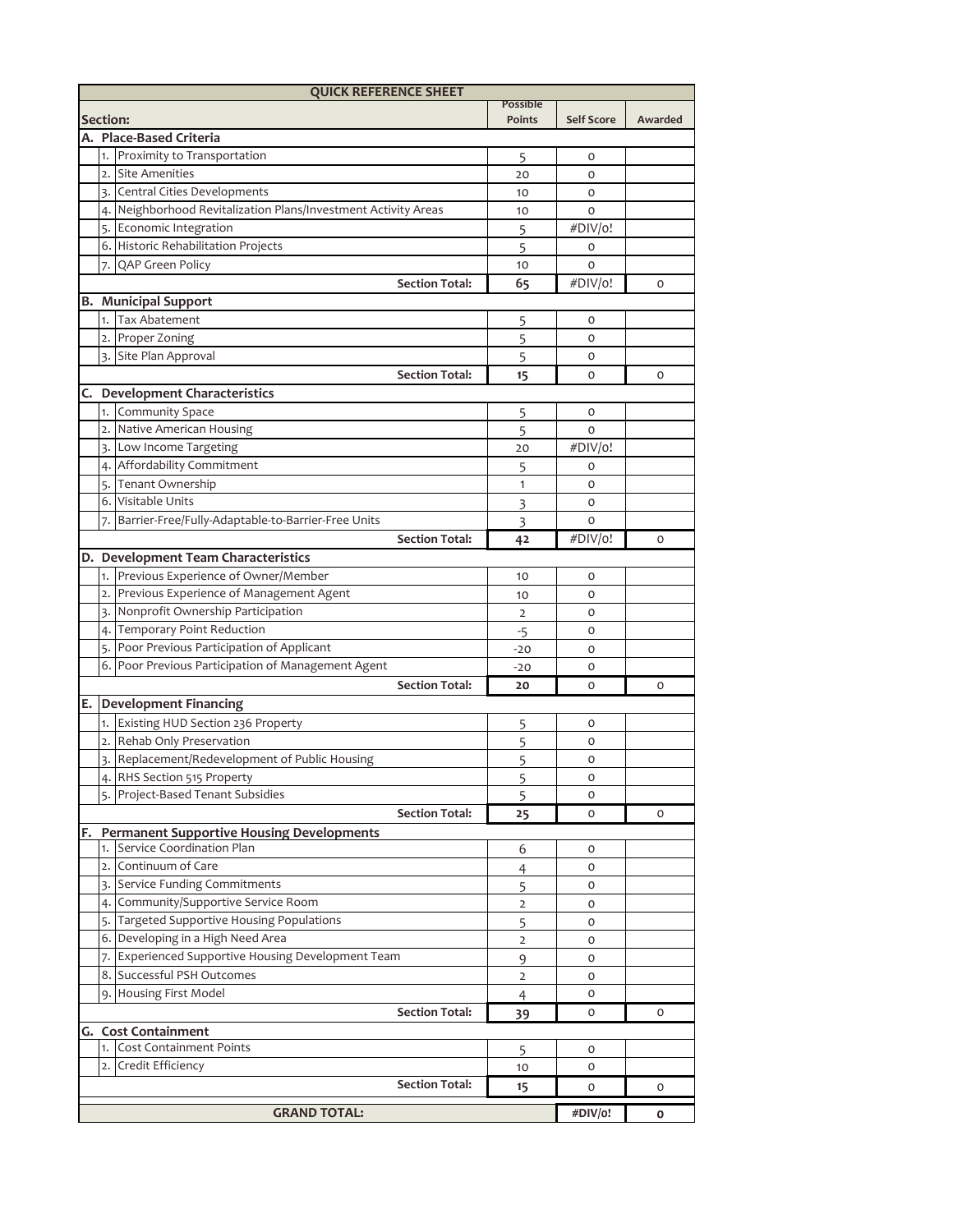| QUICK REFERENCE SHEET | | | | |
|---|---|---|---|---|
| **Section:** | | **Possible Points** | **Self Score** | **Awarded** |
| **A. Place-Based Criteria** | | | | |
| 1. | Proximity to Transportation | 5 | 0 | |
| 2. | Site Amenities | 20 | 0 | |
| 3. | Central Cities Developments | 10 | 0 | |
| 4. | Neighborhood Revitalization Plans/Investment Activity Areas | 10 | 0 | |
| 5. | Economic Integration | 5 | #DIV/0! | |
| 6. | Historic Rehabilitation Projects | 5 | 0 | |
| 7. | QAP Green Policy | 10 | 0 | |
| | **Section Total:** | **65** | #DIV/0! | 0 |
| **B. Municipal Support** | | | | |
| 1. | Tax Abatement | 5 | 0 | |
| 2. | Proper Zoning | 5 | 0 | |
| 3. | Site Plan Approval | 5 | 0 | |
| | **Section Total:** | **15** | 0 | 0 |
| **C. Development Characteristics** | | | | |
| 1. | Community Space | 5 | 0 | |
| 2. | Native American Housing | 5 | 0 | |
| 3. | Low Income Targeting | 20 | #DIV/0! | |
| 4. | Affordability Commitment | 5 | 0 | |
| 5. | Tenant Ownership | 1 | 0 | |
| 6. | Visitable Units | 3 | 0 | |
| 7. | Barrier-Free/Fully-Adaptable-to-Barrier-Free Units | 3 | 0 | |
| | **Section Total:** | **42** | #DIV/0! | 0 |
| **D. Development Team Characteristics** | | | | |
| 1. | Previous Experience of Owner/Member | 10 | 0 | |
| 2. | Previous Experience of Management Agent | 10 | 0 | |
| 3. | Nonprofit Ownership Participation | 2 | 0 | |
| 4. | Temporary Point Reduction | -5 | 0 | |
| 5. | Poor Previous Participation of Applicant | -20 | 0 | |
| 6. | Poor Previous Participation of Management Agent | -20 | 0 | |
| | **Section Total:** | **20** | 0 | 0 |
| **E. Development Financing** | | | | |
| 1. | Existing HUD Section 236 Property | 5 | 0 | |
| 2. | Rehab Only Preservation | 5 | 0 | |
| 3. | Replacement/Redevelopment of Public Housing | 5 | 0 | |
| 4. | RHS Section 515 Property | 5 | 0 | |
| 5. | Project-Based Tenant Subsidies | 5 | 0 | |
| | **Section Total:** | **25** | 0 | 0 |
| **F. Permanent Supportive Housing Developments** | | | | |
| 1. | Service Coordination Plan | 6 | 0 | |
| 2. | Continuum of Care | 4 | 0 | |
| 3. | Service Funding Commitments | 5 | 0 | |
| 4. | Community/Supportive Service Room | 2 | 0 | |
| 5. | Targeted Supportive Housing Populations | 5 | 0 | |
| 6. | Developing in a High Need Area | 2 | 0 | |
| 7. | Experienced Supportive Housing Development Team | 9 | 0 | |
| 8. | Successful PSH Outcomes | 2 | 0 | |
| 9. | Housing First Model | 4 | 0 | |
| | **Section Total:** | **39** | 0 | 0 |
| **G. Cost Containment** | | | | |
| 1. | Cost Containment Points | 5 | 0 | |
| 2. | Credit Efficiency | 10 | 0 | |
| | **Section Total:** | **15** | 0 | 0 |
| **GRAND TOTAL:** | | | **#DIV/0!** | **0** |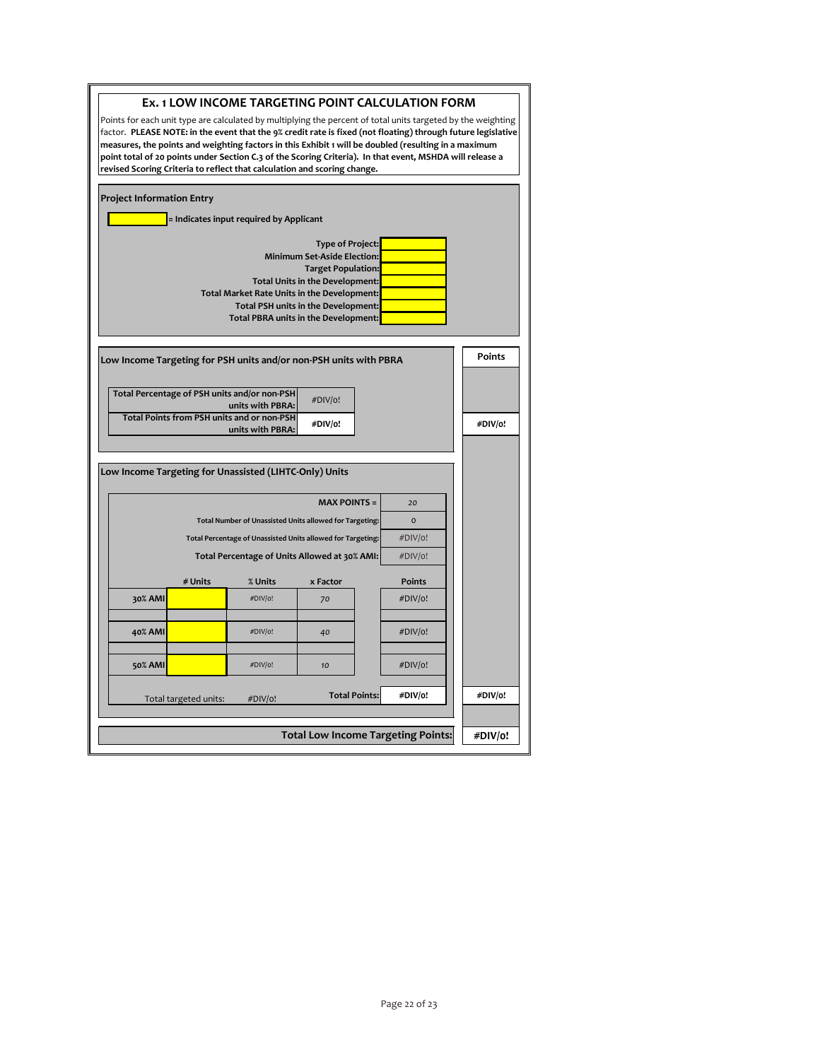# Ex. 1 LOW INCOME TARGETING POINT CALCULATION FORM

Points for each unit type are calculated by multiplying the percent of total units targeted by the weighting factor. **PLEASE NOTE: in the event that the 9% credit rate is fixed (not floating) through future legislative measures, the points and weighting factors in this Exhibit 1 will be doubled (resulting in a maximum point total of 20 points under Section C.3 of the Scoring Criteria). In that event, MSHDA will release a revised Scoring Criteria to reflect that calculation and scoring change.**

## Project Information Entry

**= Indicates input required by Applicant**

| Field | Input |
|---|---|
| **Type of Project:** | |
| **Minimum Set-Aside Election:** | |
| **Target Population:** | |
| **Total Units in the Development:** | |
| **Total Market Rate Units in the Development:** | |
| **Total PSH units in the Development:** | |
| **Total PBRA units in the Development:** | |

## Low Income Targeting for PSH units and/or non-PSH units with PBRA

| | | **Points** |
|---|---|---|
| **Total Percentage of PSH units and/or non-PSH units with PBRA:** | #DIV/0! | |
| **Total Points from PSH units and or non-PSH units with PBRA:** | **#DIV/0!** | **#DIV/0!** |

## Low Income Targeting for Unassisted (LIHTC-Only) Units

| | |
|---|---|
| **MAX POINTS =** | 20 |
| **Total Number of Unassisted Units allowed for Targeting:** | 0 |
| **Total Percentage of Unassisted Units allowed for Targeting:** | #DIV/0! |
| **Total Percentage of Units Allowed at 30% AMI:** | #DIV/0! |

| | # Units | % Units | x Factor | Points |
|---|---|---|---|---|
| **30% AMI** | | #DIV/0! | 70 | #DIV/0! |
| **40% AMI** | | #DIV/0! | 40 | #DIV/0! |
| **50% AMI** | | #DIV/0! | 10 | #DIV/0! |

Total targeted units: #DIV/0!

**Total Points:** **#DIV/0!** | **#DIV/0!**

**Total Low Income Targeting Points:** **#DIV/0!**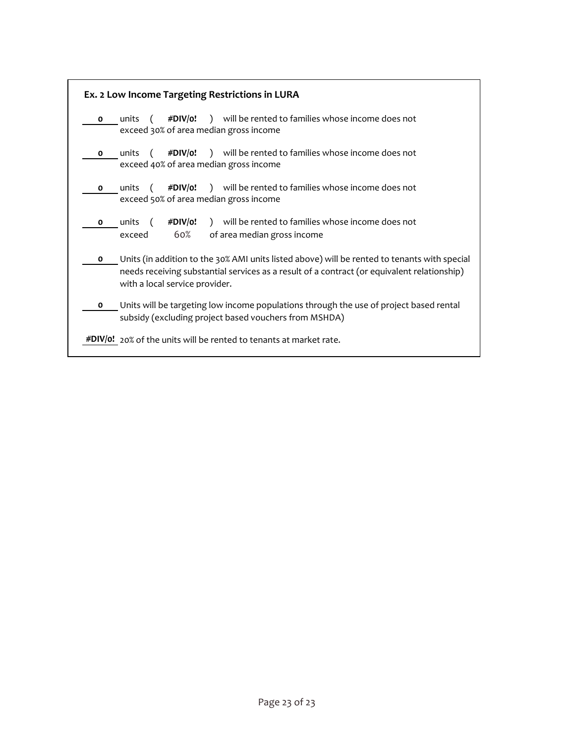### Ex. 2 Low Income Targeting Restrictions in LURA

**0** units ( **#DIV/0!** ) will be rented to families whose income does not exceed 30% of area median gross income

**0** units ( **#DIV/0!** ) will be rented to families whose income does not exceed 40% of area median gross income

**0** units ( **#DIV/0!** ) will be rented to families whose income does not exceed 50% of area median gross income

**0** units ( **#DIV/0!** ) will be rented to families whose income does not exceed 60% of area median gross income

**0** Units (in addition to the 30% AMI units listed above) will be rented to tenants with special needs receiving substantial services as a result of a contract (or equivalent relationship) with a local service provider.

**0** Units will be targeting low income populations through the use of project based rental subsidy (excluding project based vouchers from MSHDA)

**#DIV/0!** 20% of the units will be rented to tenants at market rate.